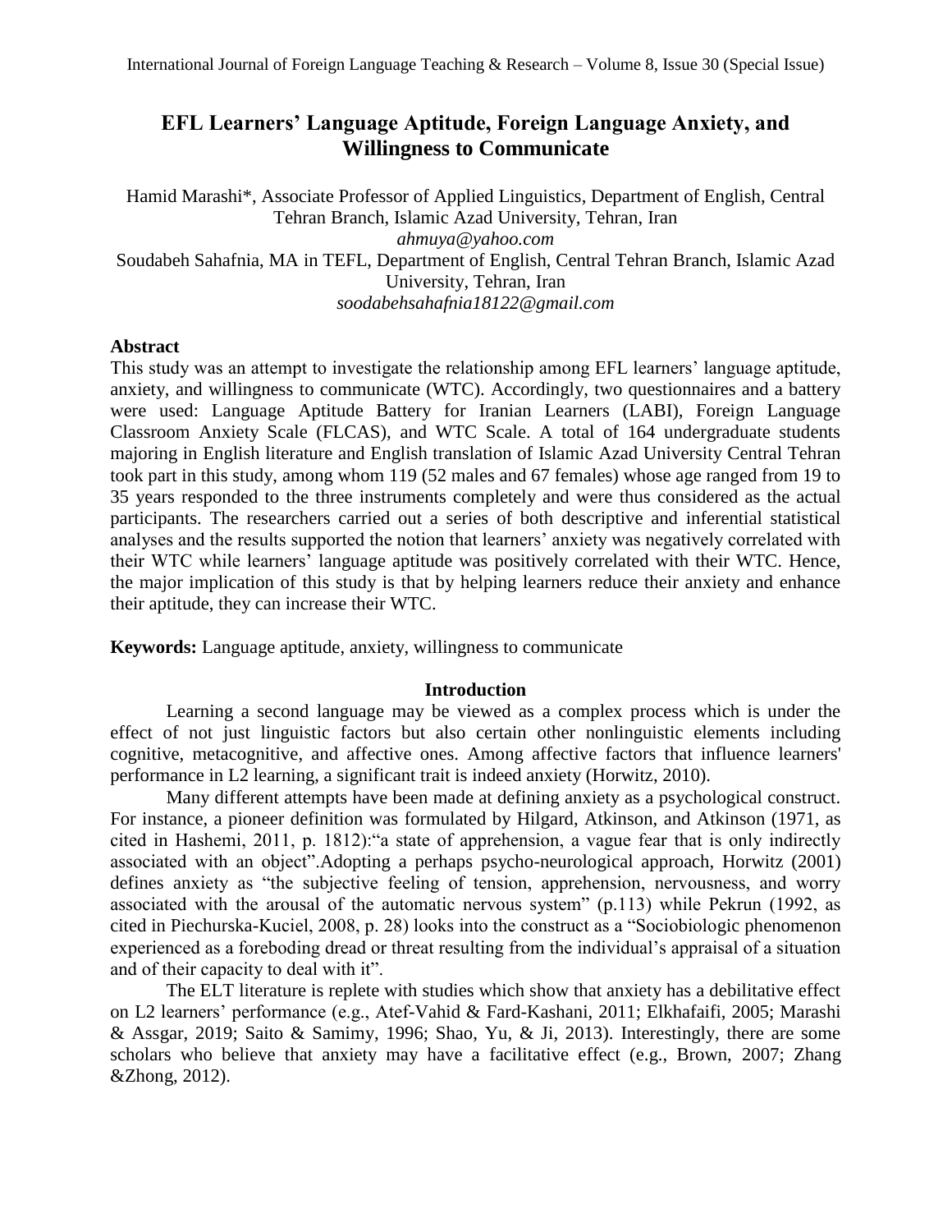# EFL Learners' Language Aptitude, Foreign Language Anxiety, and Willingness to Communicate

Hamid Marashi*, Associate Professor of Applied Linguistics, Department of English, Central Tehran Branch, Islamic Azad University, Tehran, Iran
*ahmuya@yahoo.com*
Soudabeh Sahafnia, MA in TEFL, Department of English, Central Tehran Branch, Islamic Azad University, Tehran, Iran
*soodabehsahafnia18122@gmail.com*

### Abstract

This study was an attempt to investigate the relationship among EFL learners' language aptitude, anxiety, and willingness to communicate (WTC). Accordingly, two questionnaires and a battery were used: Language Aptitude Battery for Iranian Learners (LABI), Foreign Language Classroom Anxiety Scale (FLCAS), and WTC Scale. A total of 164 undergraduate students majoring in English literature and English translation of Islamic Azad University Central Tehran took part in this study, among whom 119 (52 males and 67 females) whose age ranged from 19 to 35 years responded to the three instruments completely and were thus considered as the actual participants. The researchers carried out a series of both descriptive and inferential statistical analyses and the results supported the notion that learners' anxiety was negatively correlated with their WTC while learners' language aptitude was positively correlated with their WTC. Hence, the major implication of this study is that by helping learners reduce their anxiety and enhance their aptitude, they can increase their WTC.

**Keywords:** Language aptitude, anxiety, willingness to communicate

## Introduction

Learning a second language may be viewed as a complex process which is under the effect of not just linguistic factors but also certain other nonlinguistic elements including cognitive, metacognitive, and affective ones. Among affective factors that influence learners' performance in L2 learning, a significant trait is indeed anxiety (Horwitz, 2010).

Many different attempts have been made at defining anxiety as a psychological construct. For instance, a pioneer definition was formulated by Hilgard, Atkinson, and Atkinson (1971, as cited in Hashemi, 2011, p. 1812):"a state of apprehension, a vague fear that is only indirectly associated with an object".Adopting a perhaps psycho-neurological approach, Horwitz (2001) defines anxiety as "the subjective feeling of tension, apprehension, nervousness, and worry associated with the arousal of the automatic nervous system" (p.113) while Pekrun (1992, as cited in Piechurska-Kuciel, 2008, p. 28) looks into the construct as a "Sociobiologic phenomenon experienced as a foreboding dread or threat resulting from the individual's appraisal of a situation and of their capacity to deal with it".

The ELT literature is replete with studies which show that anxiety has a debilitative effect on L2 learners' performance (e.g., Atef-Vahid & Fard-Kashani, 2011; Elkhafaifi, 2005; Marashi & Assgar, 2019; Saito & Samimy, 1996; Shao, Yu, & Ji, 2013). Interestingly, there are some scholars who believe that anxiety may have a facilitative effect (e.g., Brown, 2007; Zhang &Zhong, 2012).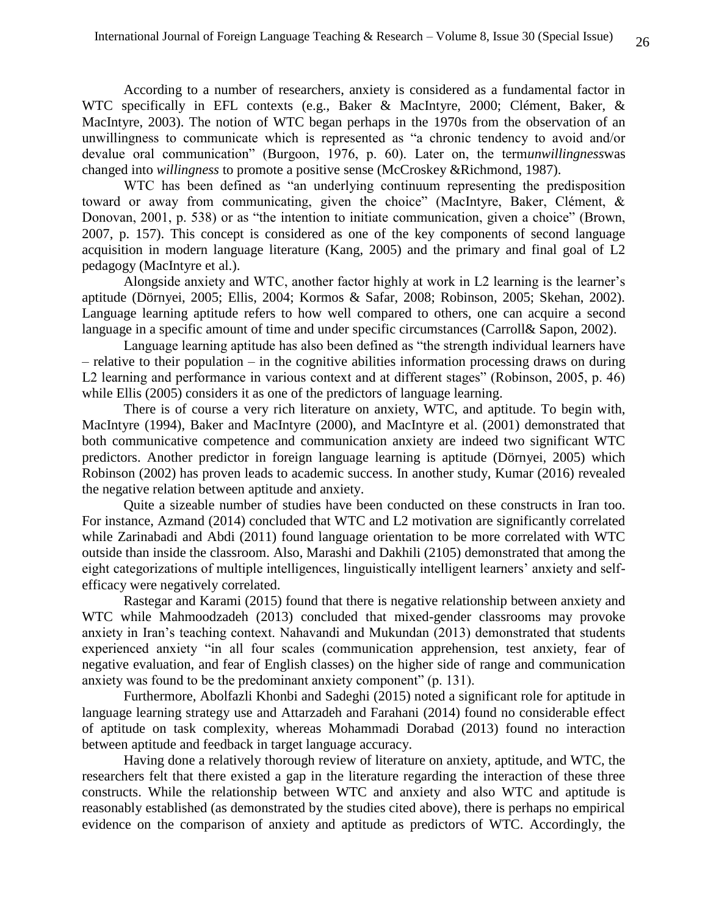According to a number of researchers, anxiety is considered as a fundamental factor in WTC specifically in EFL contexts (e.g., Baker & MacIntyre, 2000; Clément, Baker, & MacIntyre, 2003). The notion of WTC began perhaps in the 1970s from the observation of an unwillingness to communicate which is represented as "a chronic tendency to avoid and/or devalue oral communication" (Burgoon, 1976, p. 60). Later on, the term*unwillingness*was changed into *willingness* to promote a positive sense (McCroskey &Richmond, 1987).

WTC has been defined as "an underlying continuum representing the predisposition toward or away from communicating, given the choice" (MacIntyre, Baker, Clément, & Donovan, 2001, p. 538) or as "the intention to initiate communication, given a choice" (Brown, 2007, p. 157). This concept is considered as one of the key components of second language acquisition in modern language literature (Kang, 2005) and the primary and final goal of L2 pedagogy (MacIntyre et al.).

Alongside anxiety and WTC, another factor highly at work in L2 learning is the learner's aptitude (Dörnyei, 2005; Ellis, 2004; Kormos & Safar, 2008; Robinson, 2005; Skehan, 2002). Language learning aptitude refers to how well compared to others, one can acquire a second language in a specific amount of time and under specific circumstances (Carroll& Sapon, 2002).

Language learning aptitude has also been defined as "the strength individual learners have – relative to their population – in the cognitive abilities information processing draws on during L2 learning and performance in various context and at different stages" (Robinson, 2005, p. 46) while Ellis (2005) considers it as one of the predictors of language learning.

There is of course a very rich literature on anxiety, WTC, and aptitude. To begin with, MacIntyre (1994), Baker and MacIntyre (2000), and MacIntyre et al. (2001) demonstrated that both communicative competence and communication anxiety are indeed two significant WTC predictors. Another predictor in foreign language learning is aptitude (Dörnyei, 2005) which Robinson (2002) has proven leads to academic success. In another study, Kumar (2016) revealed the negative relation between aptitude and anxiety.

Quite a sizeable number of studies have been conducted on these constructs in Iran too. For instance, Azmand (2014) concluded that WTC and L2 motivation are significantly correlated while Zarinabadi and Abdi (2011) found language orientation to be more correlated with WTC outside than inside the classroom. Also, Marashi and Dakhili (2105) demonstrated that among the eight categorizations of multiple intelligences, linguistically intelligent learners' anxiety and self-efficacy were negatively correlated.

Rastegar and Karami (2015) found that there is negative relationship between anxiety and WTC while Mahmoodzadeh (2013) concluded that mixed-gender classrooms may provoke anxiety in Iran's teaching context. Nahavandi and Mukundan (2013) demonstrated that students experienced anxiety "in all four scales (communication apprehension, test anxiety, fear of negative evaluation, and fear of English classes) on the higher side of range and communication anxiety was found to be the predominant anxiety component" (p. 131).

Furthermore, Abolfazli Khonbi and Sadeghi (2015) noted a significant role for aptitude in language learning strategy use and Attarzadeh and Farahani (2014) found no considerable effect of aptitude on task complexity, whereas Mohammadi Dorabad (2013) found no interaction between aptitude and feedback in target language accuracy.

Having done a relatively thorough review of literature on anxiety, aptitude, and WTC, the researchers felt that there existed a gap in the literature regarding the interaction of these three constructs. While the relationship between WTC and anxiety and also WTC and aptitude is reasonably established (as demonstrated by the studies cited above), there is perhaps no empirical evidence on the comparison of anxiety and aptitude as predictors of WTC. Accordingly, the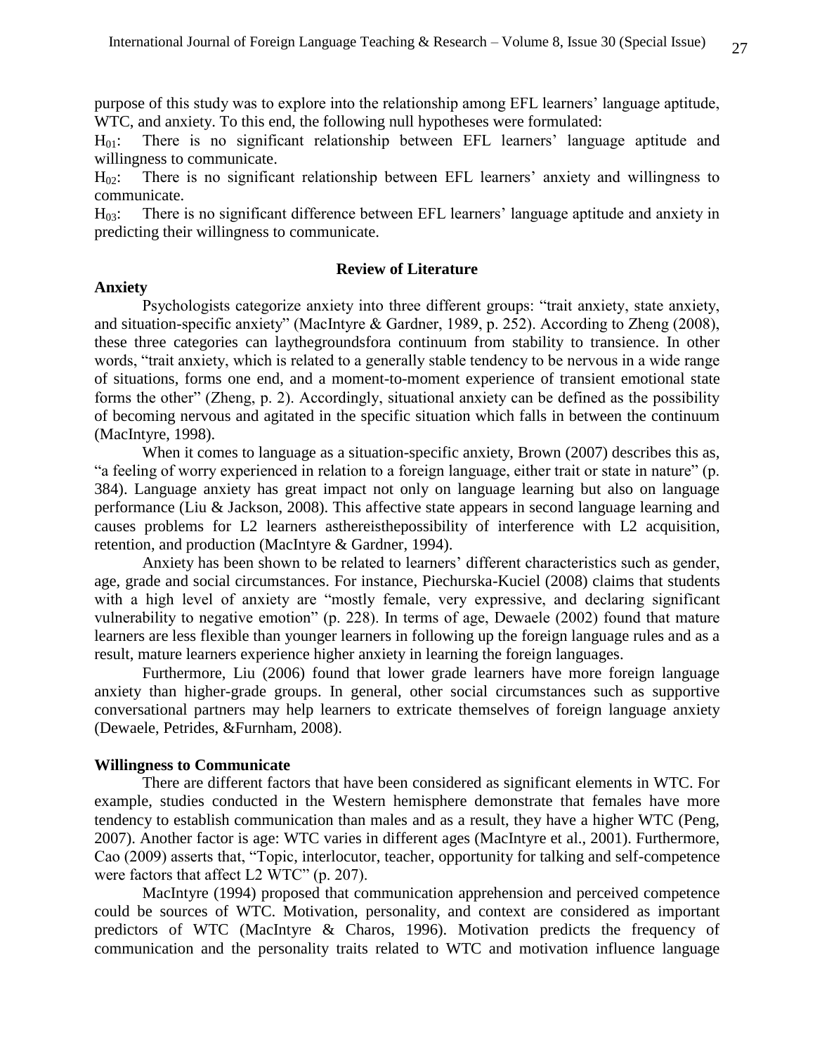purpose of this study was to explore into the relationship among EFL learners' language aptitude, WTC, and anxiety. To this end, the following null hypotheses were formulated:

$H_{01}$: There is no significant relationship between EFL learners' language aptitude and willingness to communicate.

$H_{02}$: There is no significant relationship between EFL learners' anxiety and willingness to communicate.

$H_{03}$: There is no significant difference between EFL learners' language aptitude and anxiety in predicting their willingness to communicate.

## Review of Literature

### Anxiety

Psychologists categorize anxiety into three different groups: "trait anxiety, state anxiety, and situation-specific anxiety" (MacIntyre & Gardner, 1989, p. 252). According to Zheng (2008), these three categories can laythegroundsfora continuum from stability to transience. In other words, "trait anxiety, which is related to a generally stable tendency to be nervous in a wide range of situations, forms one end, and a moment-to-moment experience of transient emotional state forms the other" (Zheng, p. 2). Accordingly, situational anxiety can be defined as the possibility of becoming nervous and agitated in the specific situation which falls in between the continuum (MacIntyre, 1998).

When it comes to language as a situation-specific anxiety, Brown (2007) describes this as, "a feeling of worry experienced in relation to a foreign language, either trait or state in nature" (p. 384). Language anxiety has great impact not only on language learning but also on language performance (Liu & Jackson, 2008). This affective state appears in second language learning and causes problems for L2 learners asthereisthepossibility of interference with L2 acquisition, retention, and production (MacIntyre & Gardner, 1994).

Anxiety has been shown to be related to learners' different characteristics such as gender, age, grade and social circumstances. For instance, Piechurska-Kuciel (2008) claims that students with a high level of anxiety are "mostly female, very expressive, and declaring significant vulnerability to negative emotion" (p. 228). In terms of age, Dewaele (2002) found that mature learners are less flexible than younger learners in following up the foreign language rules and as a result, mature learners experience higher anxiety in learning the foreign languages.

Furthermore, Liu (2006) found that lower grade learners have more foreign language anxiety than higher-grade groups. In general, other social circumstances such as supportive conversational partners may help learners to extricate themselves of foreign language anxiety (Dewaele, Petrides, &Furnham, 2008).

### Willingness to Communicate

There are different factors that have been considered as significant elements in WTC. For example, studies conducted in the Western hemisphere demonstrate that females have more tendency to establish communication than males and as a result, they have a higher WTC (Peng, 2007). Another factor is age: WTC varies in different ages (MacIntyre et al., 2001). Furthermore, Cao (2009) asserts that, "Topic, interlocutor, teacher, opportunity for talking and self-competence were factors that affect L2 WTC" (p. 207).

MacIntyre (1994) proposed that communication apprehension and perceived competence could be sources of WTC. Motivation, personality, and context are considered as important predictors of WTC (MacIntyre & Charos, 1996). Motivation predicts the frequency of communication and the personality traits related to WTC and motivation influence language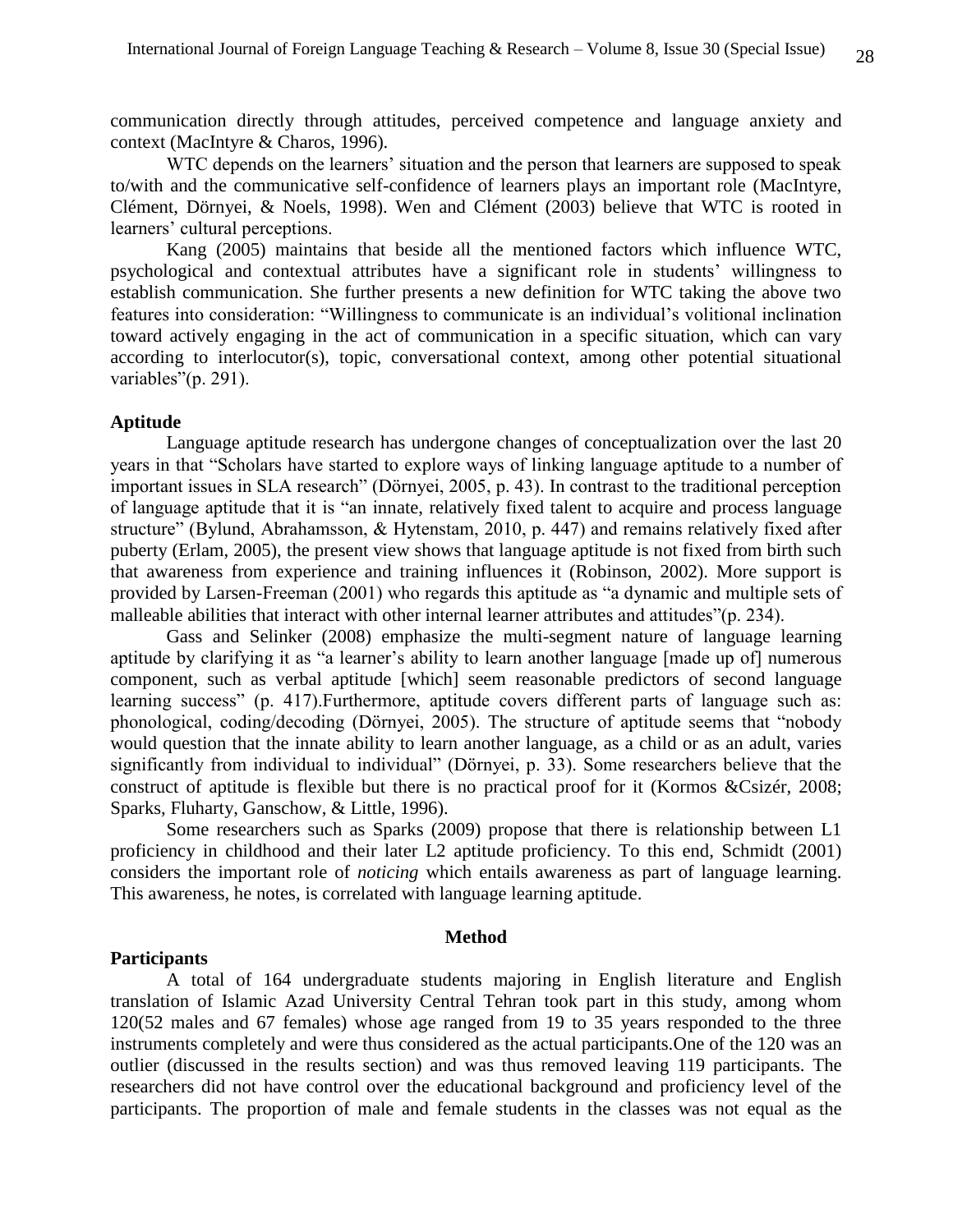communication directly through attitudes, perceived competence and language anxiety and context (MacIntyre & Charos, 1996).

WTC depends on the learners' situation and the person that learners are supposed to speak to/with and the communicative self-confidence of learners plays an important role (MacIntyre, Clément, Dörnyei, & Noels, 1998). Wen and Clément (2003) believe that WTC is rooted in learners' cultural perceptions.

Kang (2005) maintains that beside all the mentioned factors which influence WTC, psychological and contextual attributes have a significant role in students' willingness to establish communication. She further presents a new definition for WTC taking the above two features into consideration: "Willingness to communicate is an individual's volitional inclination toward actively engaging in the act of communication in a specific situation, which can vary according to interlocutor(s), topic, conversational context, among other potential situational variables"(p. 291).

### Aptitude

Language aptitude research has undergone changes of conceptualization over the last 20 years in that "Scholars have started to explore ways of linking language aptitude to a number of important issues in SLA research" (Dörnyei, 2005, p. 43). In contrast to the traditional perception of language aptitude that it is "an innate, relatively fixed talent to acquire and process language structure" (Bylund, Abrahamsson, & Hytenstam, 2010, p. 447) and remains relatively fixed after puberty (Erlam, 2005), the present view shows that language aptitude is not fixed from birth such that awareness from experience and training influences it (Robinson, 2002). More support is provided by Larsen-Freeman (2001) who regards this aptitude as "a dynamic and multiple sets of malleable abilities that interact with other internal learner attributes and attitudes"(p. 234).

Gass and Selinker (2008) emphasize the multi-segment nature of language learning aptitude by clarifying it as "a learner's ability to learn another language [made up of] numerous component, such as verbal aptitude [which] seem reasonable predictors of second language learning success" (p. 417).Furthermore, aptitude covers different parts of language such as: phonological, coding/decoding (Dörnyei, 2005). The structure of aptitude seems that "nobody would question that the innate ability to learn another language, as a child or as an adult, varies significantly from individual to individual" (Dörnyei, p. 33). Some researchers believe that the construct of aptitude is flexible but there is no practical proof for it (Kormos &Csizér, 2008; Sparks, Fluharty, Ganschow, & Little, 1996).

Some researchers such as Sparks (2009) propose that there is relationship between L1 proficiency in childhood and their later L2 aptitude proficiency. To this end, Schmidt (2001) considers the important role of *noticing* which entails awareness as part of language learning. This awareness, he notes, is correlated with language learning aptitude.

## Method

### Participants

A total of 164 undergraduate students majoring in English literature and English translation of Islamic Azad University Central Tehran took part in this study, among whom 120(52 males and 67 females) whose age ranged from 19 to 35 years responded to the three instruments completely and were thus considered as the actual participants.One of the 120 was an outlier (discussed in the results section) and was thus removed leaving 119 participants. The researchers did not have control over the educational background and proficiency level of the participants. The proportion of male and female students in the classes was not equal as the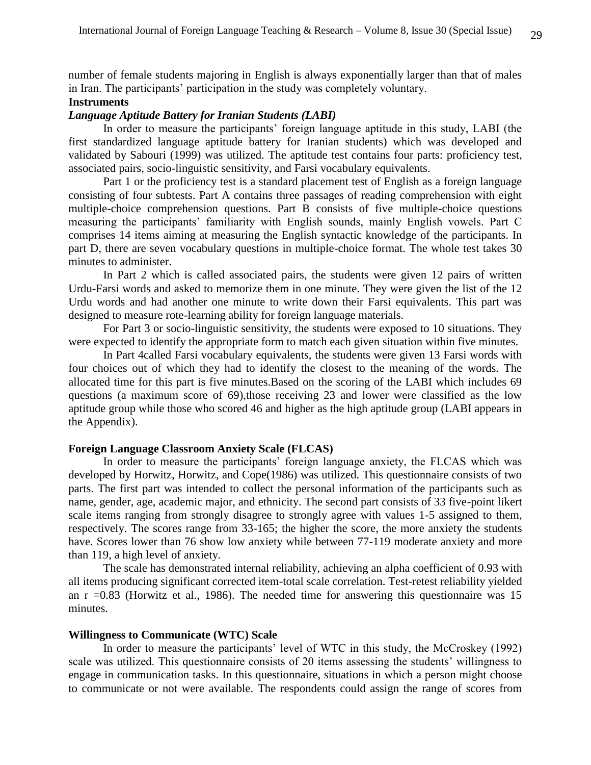number of female students majoring in English is always exponentially larger than that of males in Iran. The participants' participation in the study was completely voluntary.

## Instruments

### *Language Aptitude Battery for Iranian Students (LABI)*

In order to measure the participants' foreign language aptitude in this study, LABI (the first standardized language aptitude battery for Iranian students) which was developed and validated by Sabouri (1999) was utilized. The aptitude test contains four parts: proficiency test, associated pairs, socio-linguistic sensitivity, and Farsi vocabulary equivalents.

Part 1 or the proficiency test is a standard placement test of English as a foreign language consisting of four subtests. Part A contains three passages of reading comprehension with eight multiple-choice comprehension questions. Part B consists of five multiple-choice questions measuring the participants' familiarity with English sounds, mainly English vowels. Part C comprises 14 items aiming at measuring the English syntactic knowledge of the participants. In part D, there are seven vocabulary questions in multiple-choice format. The whole test takes 30 minutes to administer.

In Part 2 which is called associated pairs, the students were given 12 pairs of written Urdu-Farsi words and asked to memorize them in one minute. They were given the list of the 12 Urdu words and had another one minute to write down their Farsi equivalents. This part was designed to measure rote-learning ability for foreign language materials.

For Part 3 or socio-linguistic sensitivity, the students were exposed to 10 situations. They were expected to identify the appropriate form to match each given situation within five minutes.

In Part 4called Farsi vocabulary equivalents, the students were given 13 Farsi words with four choices out of which they had to identify the closest to the meaning of the words. The allocated time for this part is five minutes.Based on the scoring of the LABI which includes 69 questions (a maximum score of 69),those receiving 23 and lower were classified as the low aptitude group while those who scored 46 and higher as the high aptitude group (LABI appears in the Appendix).

### Foreign Language Classroom Anxiety Scale (FLCAS)

In order to measure the participants' foreign language anxiety, the FLCAS which was developed by Horwitz, Horwitz, and Cope(1986) was utilized. This questionnaire consists of two parts. The first part was intended to collect the personal information of the participants such as name, gender, age, academic major, and ethnicity. The second part consists of 33 five-point likert scale items ranging from strongly disagree to strongly agree with values 1-5 assigned to them, respectively. The scores range from 33-165; the higher the score, the more anxiety the students have. Scores lower than 76 show low anxiety while between 77-119 moderate anxiety and more than 119, a high level of anxiety.

The scale has demonstrated internal reliability, achieving an alpha coefficient of 0.93 with all items producing significant corrected item-total scale correlation. Test-retest reliability yielded an $r = 0.83$ (Horwitz et al., 1986). The needed time for answering this questionnaire was 15 minutes.

### Willingness to Communicate (WTC) Scale

In order to measure the participants' level of WTC in this study, the McCroskey (1992) scale was utilized. This questionnaire consists of 20 items assessing the students' willingness to engage in communication tasks. In this questionnaire, situations in which a person might choose to communicate or not were available. The respondents could assign the range of scores from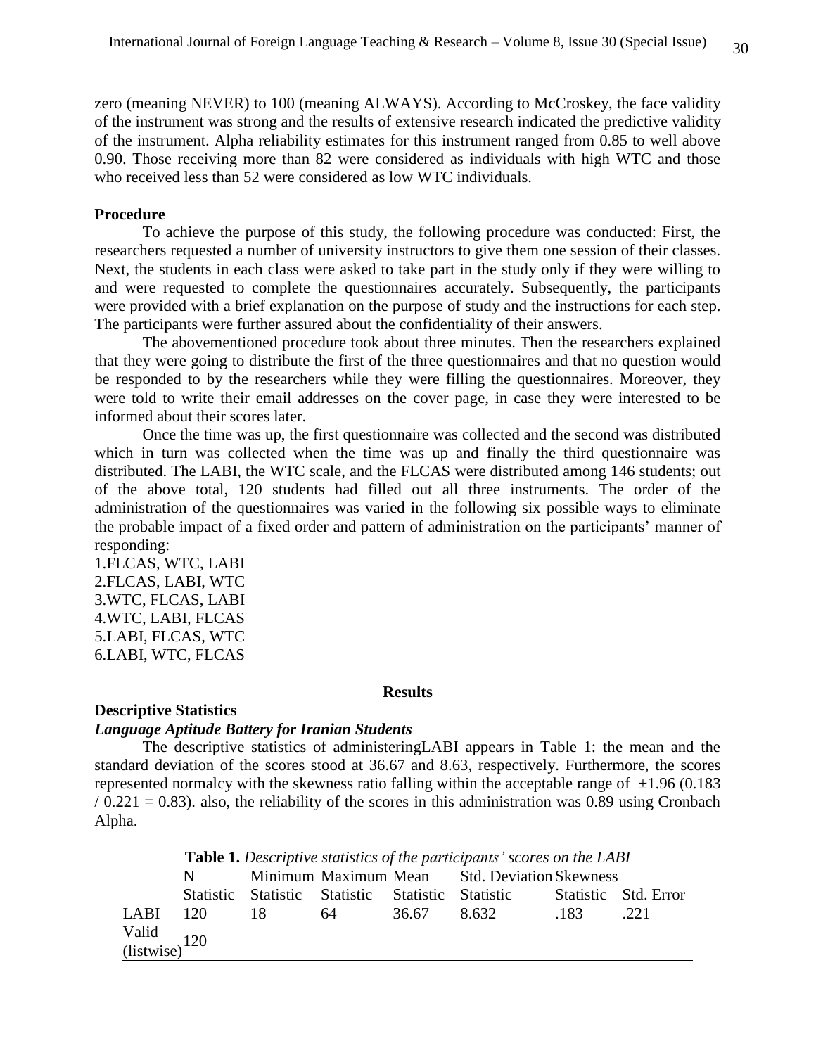zero (meaning NEVER) to 100 (meaning ALWAYS). According to McCroskey, the face validity of the instrument was strong and the results of extensive research indicated the predictive validity of the instrument. Alpha reliability estimates for this instrument ranged from 0.85 to well above 0.90. Those receiving more than 82 were considered as individuals with high WTC and those who received less than 52 were considered as low WTC individuals.

### Procedure

To achieve the purpose of this study, the following procedure was conducted: First, the researchers requested a number of university instructors to give them one session of their classes. Next, the students in each class were asked to take part in the study only if they were willing to and were requested to complete the questionnaires accurately. Subsequently, the participants were provided with a brief explanation on the purpose of study and the instructions for each step. The participants were further assured about the confidentiality of their answers.

The abovementioned procedure took about three minutes. Then the researchers explained that they were going to distribute the first of the three questionnaires and that no question would be responded to by the researchers while they were filling the questionnaires. Moreover, they were told to write their email addresses on the cover page, in case they were interested to be informed about their scores later.

Once the time was up, the first questionnaire was collected and the second was distributed which in turn was collected when the time was up and finally the third questionnaire was distributed. The LABI, the WTC scale, and the FLCAS were distributed among 146 students; out of the above total, 120 students had filled out all three instruments. The order of the administration of the questionnaires was varied in the following six possible ways to eliminate the probable impact of a fixed order and pattern of administration on the participants' manner of responding:

1. FLCAS, WTC, LABI
2. FLCAS, LABI, WTC
3. WTC, FLCAS, LABI
4. WTC, LABI, FLCAS
5. LABI, FLCAS, WTC
6. LABI, WTC, FLCAS

## Results

### Descriptive Statistics

#### *Language Aptitude Battery for Iranian Students*

The descriptive statistics of administeringLABI appears in Table 1: the mean and the standard deviation of the scores stood at 36.67 and 8.63, respectively. Furthermore, the scores represented normalcy with the skewness ratio falling within the acceptable range of ±1.96 (0.183 / 0.221 = 0.83). also, the reliability of the scores in this administration was 0.89 using Cronbach Alpha.

**Table 1.** *Descriptive statistics of the participants' scores on the LABI*

| | N | Minimum | Maximum | Mean | Std. Deviation | Skewness | |
|---|---|---|---|---|---|---|---|
| | Statistic | Statistic | Statistic | Statistic | Statistic | Statistic | Std. Error |
| LABI | 120 | 18 | 64 | 36.67 | 8.632 | .183 | .221 |
| Valid (listwise) | 120 | | | | | | |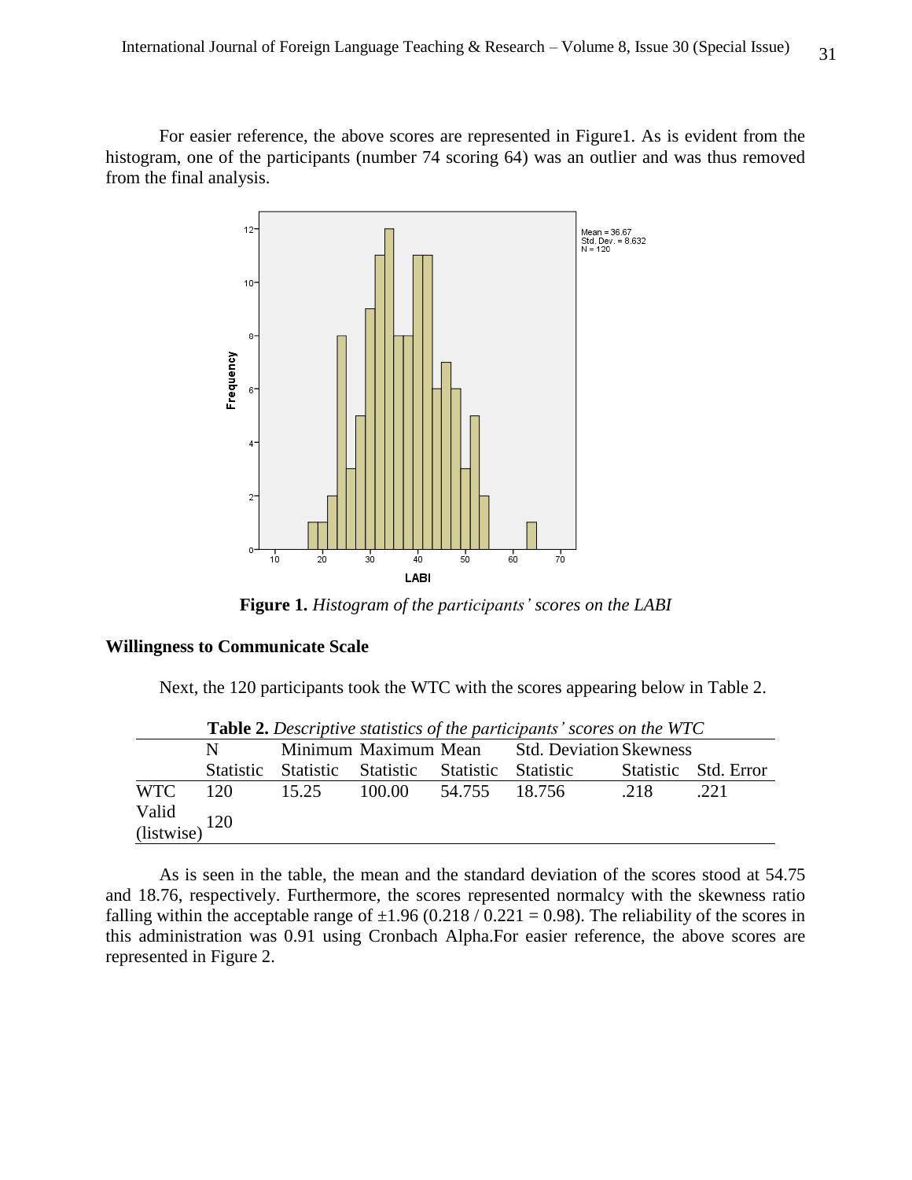For easier reference, the above scores are represented in Figure1. As is evident from the histogram, one of the participants (number 74 scoring 64) was an outlier and was thus removed from the final analysis.

**Figure 1.** *Histogram of the participants' scores on the LABI*

### Willingness to Communicate Scale

Next, the 120 participants took the WTC with the scores appearing below in Table 2.

**Table 2.** *Descriptive statistics of the participants' scores on the WTC*

| | N | Minimum | Maximum | Mean | Std. Deviation | Skewness | |
|---|---|---|---|---|---|---|---|
| | Statistic | Statistic | Statistic | Statistic | Statistic | Statistic | Std. Error |
| WTC | 120 | 15.25 | 100.00 | 54.755 | 18.756 | .218 | .221 |
| Valid (listwise) | 120 | | | | | | |

As is seen in the table, the mean and the standard deviation of the scores stood at 54.75 and 18.76, respectively. Furthermore, the scores represented normalcy with the skewness ratio falling within the acceptable range of ±1.96 (0.218 / 0.221 = 0.98). The reliability of the scores in this administration was 0.91 using Cronbach Alpha.For easier reference, the above scores are represented in Figure 2.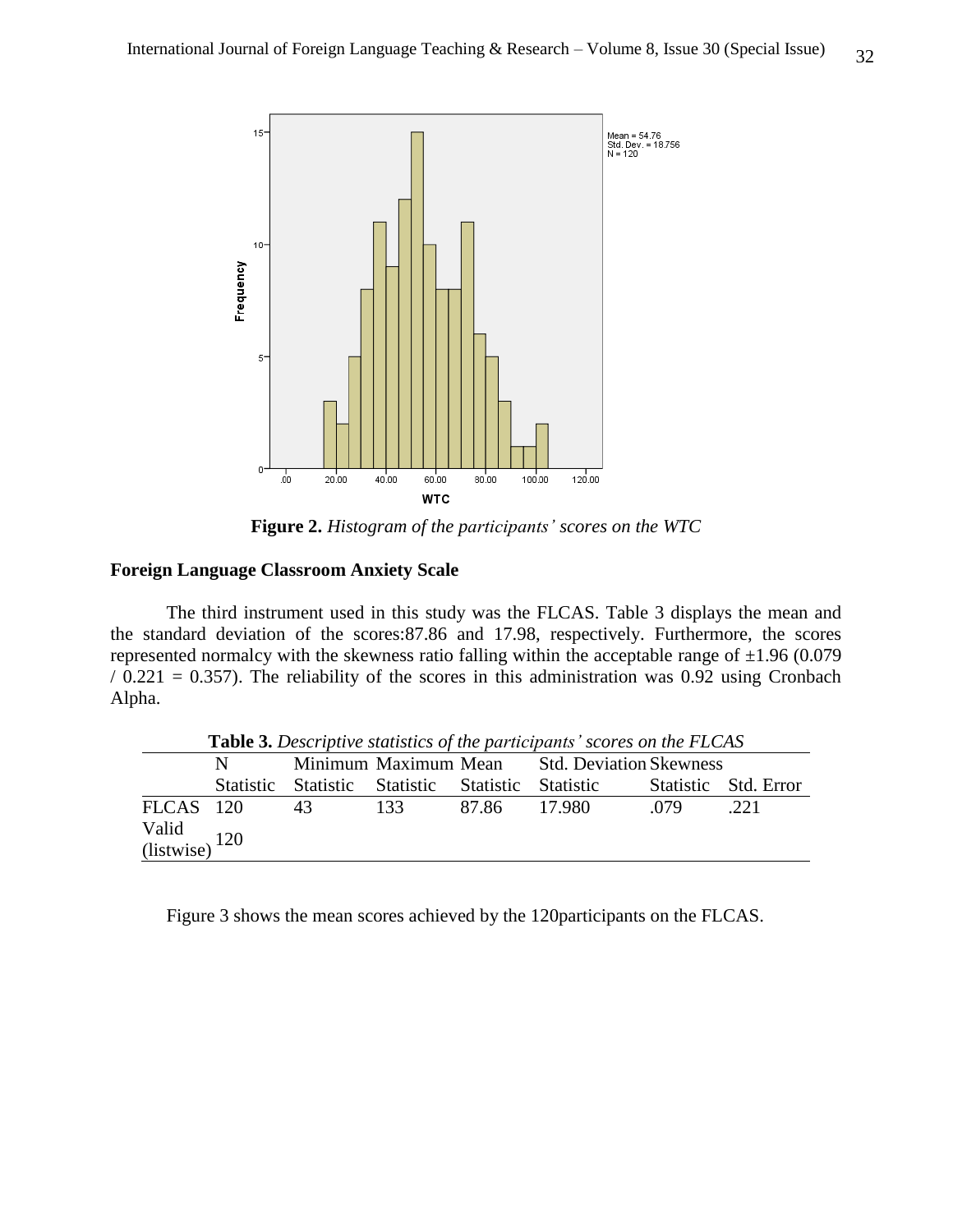**Figure 2.** *Histogram of the participants' scores on the WTC*

### Foreign Language Classroom Anxiety Scale

The third instrument used in this study was the FLCAS. Table 3 displays the mean and the standard deviation of the scores:87.86 and 17.98, respectively. Furthermore, the scores represented normalcy with the skewness ratio falling within the acceptable range of ±1.96 (0.079 / 0.221 = 0.357). The reliability of the scores in this administration was 0.92 using Cronbach Alpha.

**Table 3.** *Descriptive statistics of the participants' scores on the FLCAS*

| | N | Minimum | Maximum | Mean | Std. Deviation | Skewness | |
|---|---|---|---|---|---|---|---|
| | Statistic | Statistic | Statistic | Statistic | Statistic | Statistic | Std. Error |
| FLCAS | 120 | 43 | 133 | 87.86 | 17.980 | .079 | .221 |
| Valid (listwise) | 120 | | | | | | |

Figure 3 shows the mean scores achieved by the 120participants on the FLCAS.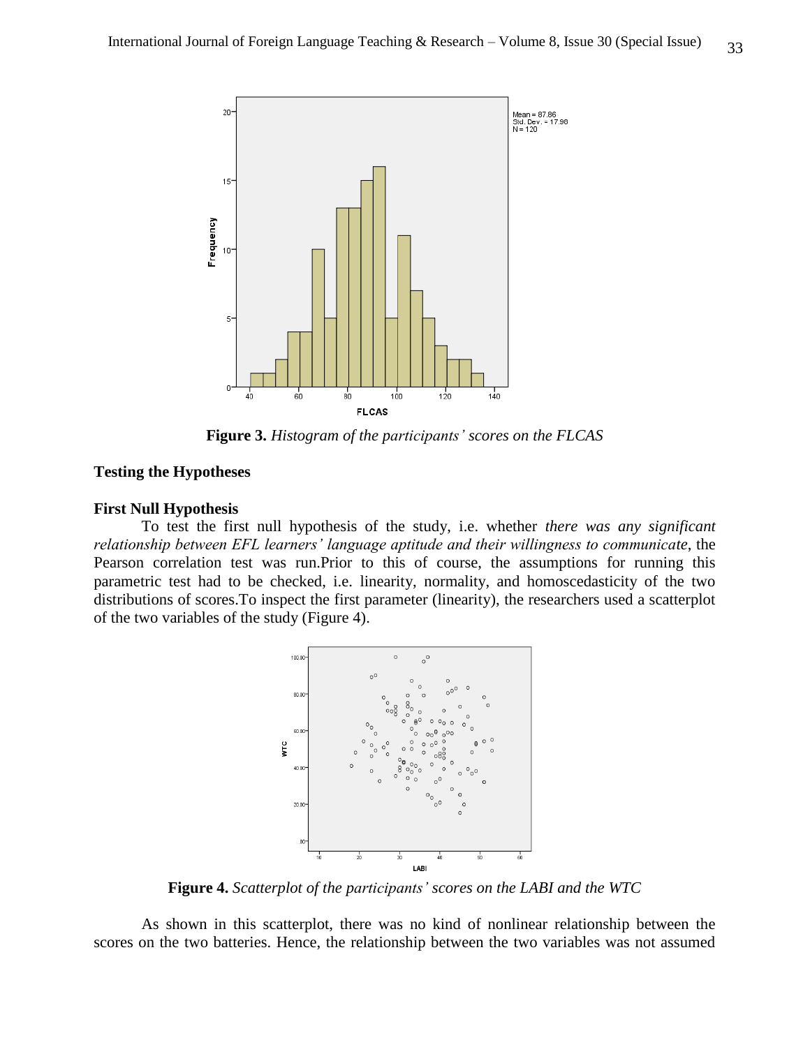**Figure 3.** *Histogram of the participants' scores on the FLCAS*

## Testing the Hypotheses

### First Null Hypothesis

To test the first null hypothesis of the study, i.e. whether *there was any significant relationship between EFL learners' language aptitude and their willingness to communicate*, the Pearson correlation test was run.Prior to this of course, the assumptions for running this parametric test had to be checked, i.e. linearity, normality, and homoscedasticity of the two distributions of scores.To inspect the first parameter (linearity), the researchers used a scatterplot of the two variables of the study (Figure 4).

**Figure 4.** *Scatterplot of the participants' scores on the LABI and the WTC*

As shown in this scatterplot, there was no kind of nonlinear relationship between the scores on the two batteries. Hence, the relationship between the two variables was not assumed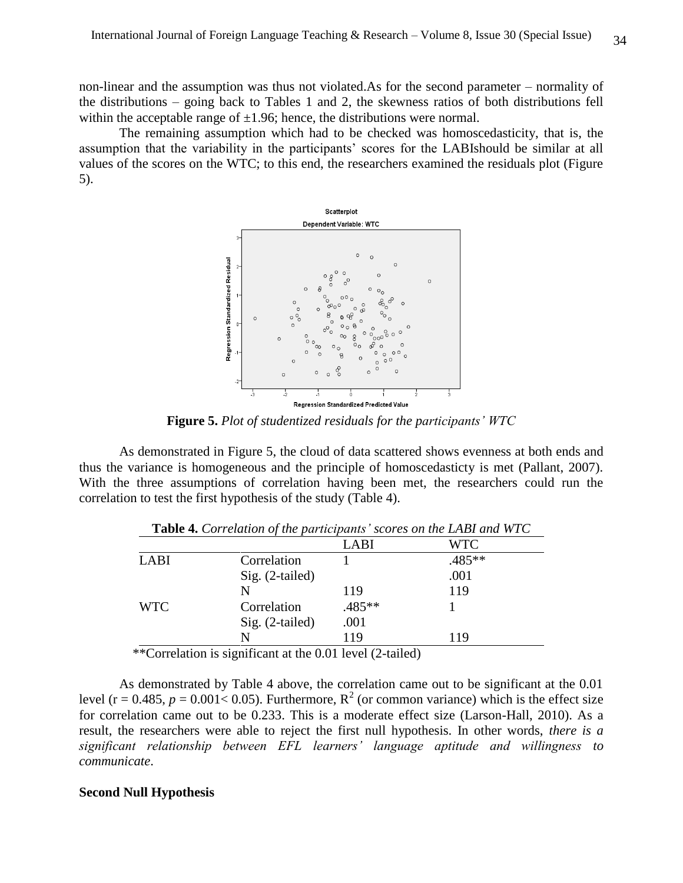non-linear and the assumption was thus not violated.As for the second parameter – normality of the distributions – going back to Tables 1 and 2, the skewness ratios of both distributions fell within the acceptable range of ±1.96; hence, the distributions were normal.

The remaining assumption which had to be checked was homoscedasticity, that is, the assumption that the variability in the participants' scores for the LABIshould be similar at all values of the scores on the WTC; to this end, the researchers examined the residuals plot (Figure 5).

**Figure 5.** *Plot of studentized residuals for the participants' WTC*

As demonstrated in Figure 5, the cloud of data scattered shows evenness at both ends and thus the variance is homogeneous and the principle of homoscedasticty is met (Pallant, 2007). With the three assumptions of correlation having been met, the researchers could run the correlation to test the first hypothesis of the study (Table 4).

**Table 4.** *Correlation of the participants' scores on the LABI and WTC*

| | | LABI | WTC |
|---|---|---|---|
| LABI | Correlation | 1 | .485** |
| | Sig. (2-tailed) | | .001 |
| | N | 119 | 119 |
| WTC | Correlation | .485** | 1 |
| | Sig. (2-tailed) | .001 | |
| | N | 119 | 119 |

**Correlation is significant at the 0.01 level (2-tailed)

As demonstrated by Table 4 above, the correlation came out to be significant at the 0.01 level (r = 0.485, $p = 0.001 < 0.05$). Furthermore, $R^2$ (or common variance) which is the effect size for correlation came out to be 0.233. This is a moderate effect size (Larson-Hall, 2010). As a result, the researchers were able to reject the first null hypothesis. In other words, *there is a significant relationship between EFL learners' language aptitude and willingness to communicate*.

**Second Null Hypothesis**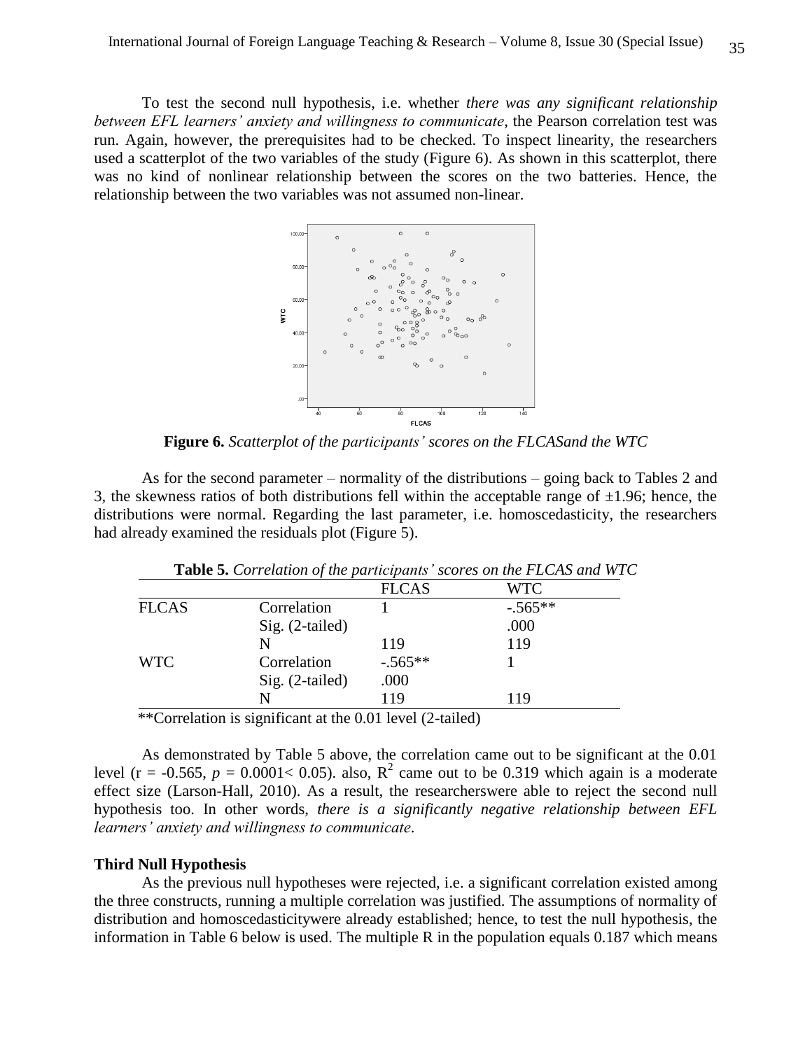To test the second null hypothesis, i.e. whether *there was any significant relationship between EFL learners' anxiety and willingness to communicate*, the Pearson correlation test was run. Again, however, the prerequisites had to be checked. To inspect linearity, the researchers used a scatterplot of the two variables of the study (Figure 6). As shown in this scatterplot, there was no kind of nonlinear relationship between the scores on the two batteries. Hence, the relationship between the two variables was not assumed non-linear.

**Figure 6.** *Scatterplot of the participants' scores on the FLCASand the WTC*

As for the second parameter – normality of the distributions – going back to Tables 2 and 3, the skewness ratios of both distributions fell within the acceptable range of ±1.96; hence, the distributions were normal. Regarding the last parameter, i.e. homoscedasticity, the researchers had already examined the residuals plot (Figure 5).

**Table 5.** *Correlation of the participants' scores on the FLCAS and WTC*

| | | FLCAS | WTC |
|---|---|---|---|
| FLCAS | Correlation | 1 | -.565** |
| | Sig. (2-tailed) | | .000 |
| | N | 119 | 119 |
| WTC | Correlation | -.565** | 1 |
| | Sig. (2-tailed) | .000 | |
| | N | 119 | 119 |

**Correlation is significant at the 0.01 level (2-tailed)

As demonstrated by Table 5 above, the correlation came out to be significant at the 0.01 level ($r = -0.565$, $p = 0.0001 < 0.05$). also, $R^2$ came out to be 0.319 which again is a moderate effect size (Larson-Hall, 2010). As a result, the researcherswere able to reject the second null hypothesis too. In other words, *there is a significantly negative relationship between EFL learners' anxiety and willingness to communicate*.

**Third Null Hypothesis**

As the previous null hypotheses were rejected, i.e. a significant correlation existed among the three constructs, running a multiple correlation was justified. The assumptions of normality of distribution and homoscedasticitywere already established; hence, to test the null hypothesis, the information in Table 6 below is used. The multiple R in the population equals 0.187 which means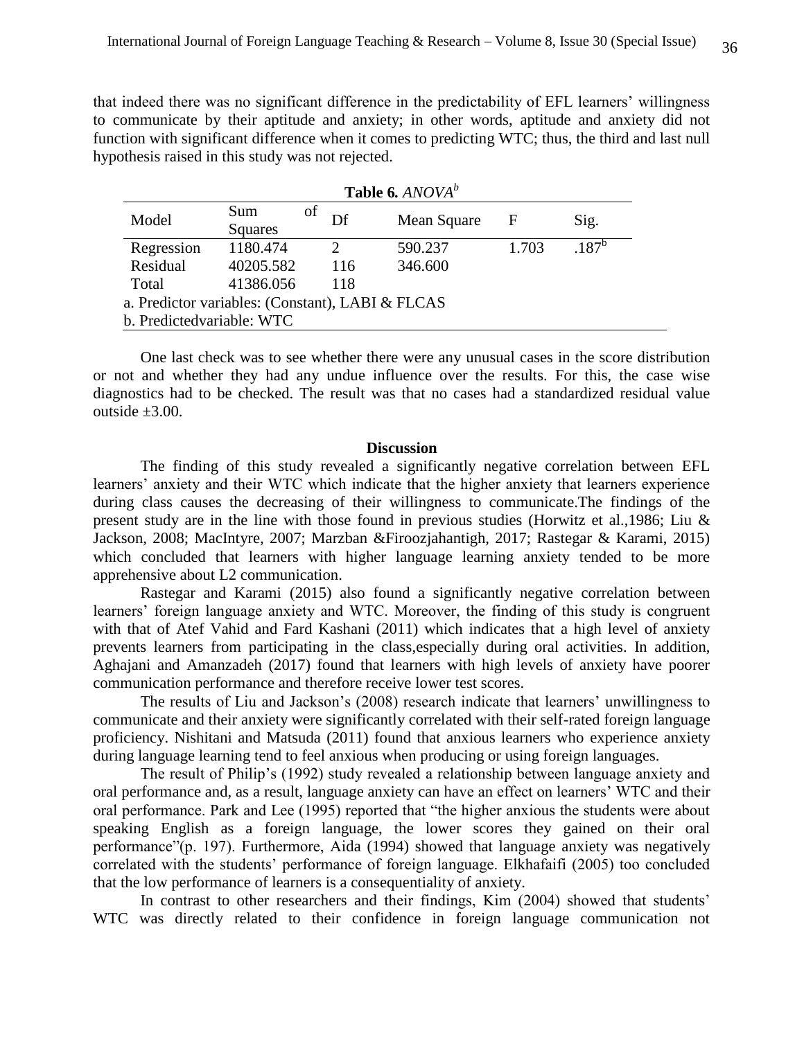that indeed there was no significant difference in the predictability of EFL learners' willingness to communicate by their aptitude and anxiety; in other words, aptitude and anxiety did not function with significant difference when it comes to predicting WTC; thus, the third and last null hypothesis raised in this study was not rejected.

**Table 6.** *ANOVA*[b]

| Model | Sum of Squares | Df | Mean Square | F | Sig. |
|---|---|---|---|---|---|
| Regression | 1180.474 | 2 | 590.237 | 1.703 | .187[b] |
| Residual | 40205.582 | 116 | 346.600 | | |
| Total | 41386.056 | 118 | | | |

a. Predictor variables: (Constant), LABI & FLCAS
b. Predictedvariable: WTC

One last check was to see whether there were any unusual cases in the score distribution or not and whether they had any undue influence over the results. For this, the case wise diagnostics had to be checked. The result was that no cases had a standardized residual value outside ±3.00.

## Discussion

The finding of this study revealed a significantly negative correlation between EFL learners' anxiety and their WTC which indicate that the higher anxiety that learners experience during class causes the decreasing of their willingness to communicate.The findings of the present study are in the line with those found in previous studies (Horwitz et al.,1986; Liu & Jackson, 2008; MacIntyre, 2007; Marzban &Firoozjahantigh, 2017; Rastegar & Karami, 2015) which concluded that learners with higher language learning anxiety tended to be more apprehensive about L2 communication.

Rastegar and Karami (2015) also found a significantly negative correlation between learners' foreign language anxiety and WTC. Moreover, the finding of this study is congruent with that of Atef Vahid and Fard Kashani (2011) which indicates that a high level of anxiety prevents learners from participating in the class,especially during oral activities. In addition, Aghajani and Amanzadeh (2017) found that learners with high levels of anxiety have poorer communication performance and therefore receive lower test scores.

The results of Liu and Jackson's (2008) research indicate that learners' unwillingness to communicate and their anxiety were significantly correlated with their self-rated foreign language proficiency. Nishitani and Matsuda (2011) found that anxious learners who experience anxiety during language learning tend to feel anxious when producing or using foreign languages.

The result of Philip's (1992) study revealed a relationship between language anxiety and oral performance and, as a result, language anxiety can have an effect on learners' WTC and their oral performance. Park and Lee (1995) reported that "the higher anxious the students were about speaking English as a foreign language, the lower scores they gained on their oral performance"(p. 197). Furthermore, Aida (1994) showed that language anxiety was negatively correlated with the students' performance of foreign language. Elkhafaifi (2005) too concluded that the low performance of learners is a consequentiality of anxiety.

In contrast to other researchers and their findings, Kim (2004) showed that students' WTC was directly related to their confidence in foreign language communication not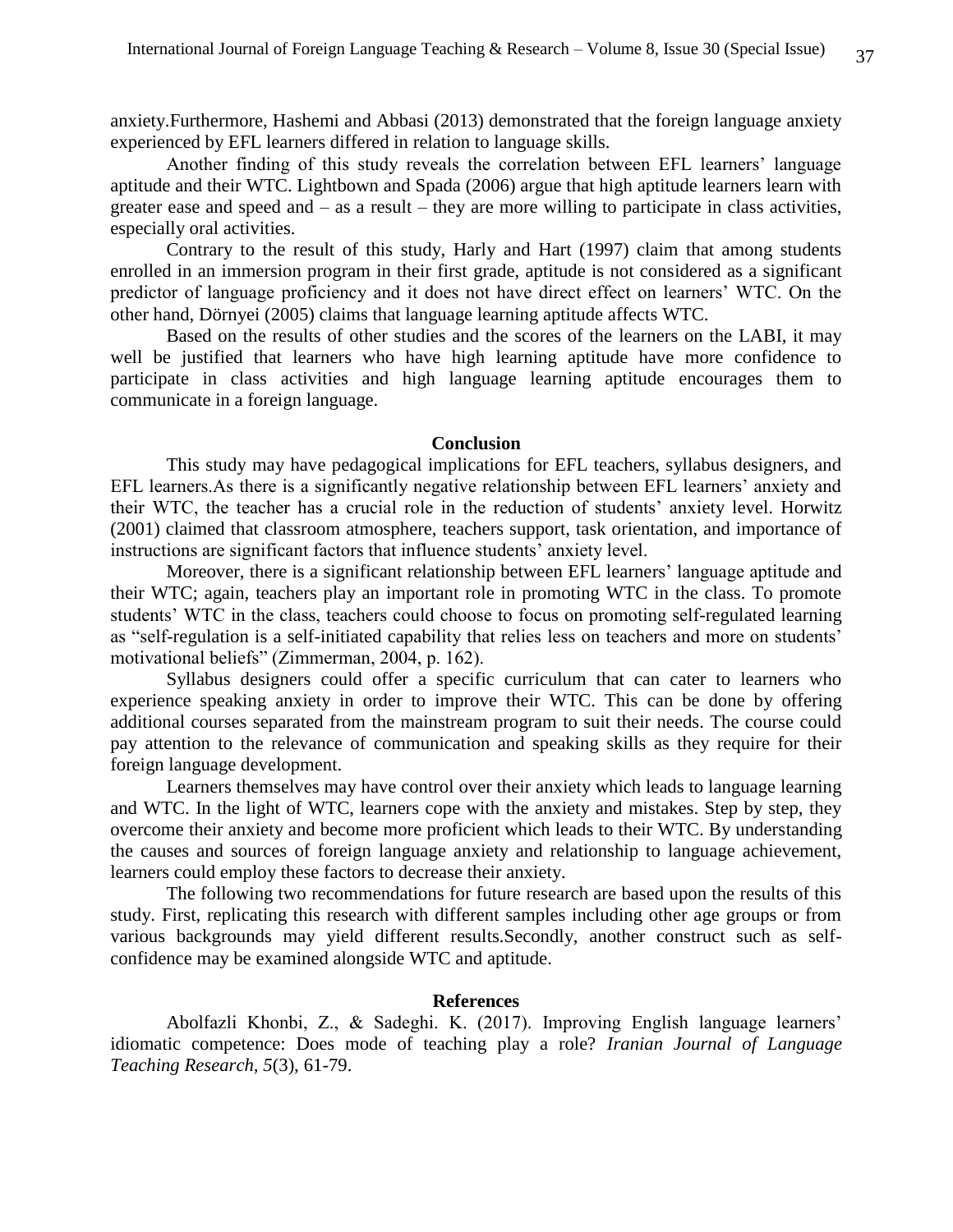anxiety.Furthermore, Hashemi and Abbasi (2013) demonstrated that the foreign language anxiety experienced by EFL learners differed in relation to language skills.

Another finding of this study reveals the correlation between EFL learners' language aptitude and their WTC. Lightbown and Spada (2006) argue that high aptitude learners learn with greater ease and speed and – as a result – they are more willing to participate in class activities, especially oral activities.

Contrary to the result of this study, Harly and Hart (1997) claim that among students enrolled in an immersion program in their first grade, aptitude is not considered as a significant predictor of language proficiency and it does not have direct effect on learners' WTC. On the other hand, Dörnyei (2005) claims that language learning aptitude affects WTC.

Based on the results of other studies and the scores of the learners on the LABI, it may well be justified that learners who have high learning aptitude have more confidence to participate in class activities and high language learning aptitude encourages them to communicate in a foreign language.

## Conclusion

This study may have pedagogical implications for EFL teachers, syllabus designers, and EFL learners.As there is a significantly negative relationship between EFL learners' anxiety and their WTC, the teacher has a crucial role in the reduction of students' anxiety level. Horwitz (2001) claimed that classroom atmosphere, teachers support, task orientation, and importance of instructions are significant factors that influence students' anxiety level.

Moreover, there is a significant relationship between EFL learners' language aptitude and their WTC; again, teachers play an important role in promoting WTC in the class. To promote students' WTC in the class, teachers could choose to focus on promoting self-regulated learning as "self-regulation is a self-initiated capability that relies less on teachers and more on students' motivational beliefs" (Zimmerman, 2004, p. 162).

Syllabus designers could offer a specific curriculum that can cater to learners who experience speaking anxiety in order to improve their WTC. This can be done by offering additional courses separated from the mainstream program to suit their needs. The course could pay attention to the relevance of communication and speaking skills as they require for their foreign language development.

Learners themselves may have control over their anxiety which leads to language learning and WTC. In the light of WTC, learners cope with the anxiety and mistakes. Step by step, they overcome their anxiety and become more proficient which leads to their WTC. By understanding the causes and sources of foreign language anxiety and relationship to language achievement, learners could employ these factors to decrease their anxiety.

The following two recommendations for future research are based upon the results of this study. First, replicating this research with different samples including other age groups or from various backgrounds may yield different results.Secondly, another construct such as self-confidence may be examined alongside WTC and aptitude.

## References

Abolfazli Khonbi, Z., & Sadeghi. K. (2017). Improving English language learners' idiomatic competence: Does mode of teaching play a role? *Iranian Journal of Language Teaching Research, 5*(3), 61-79.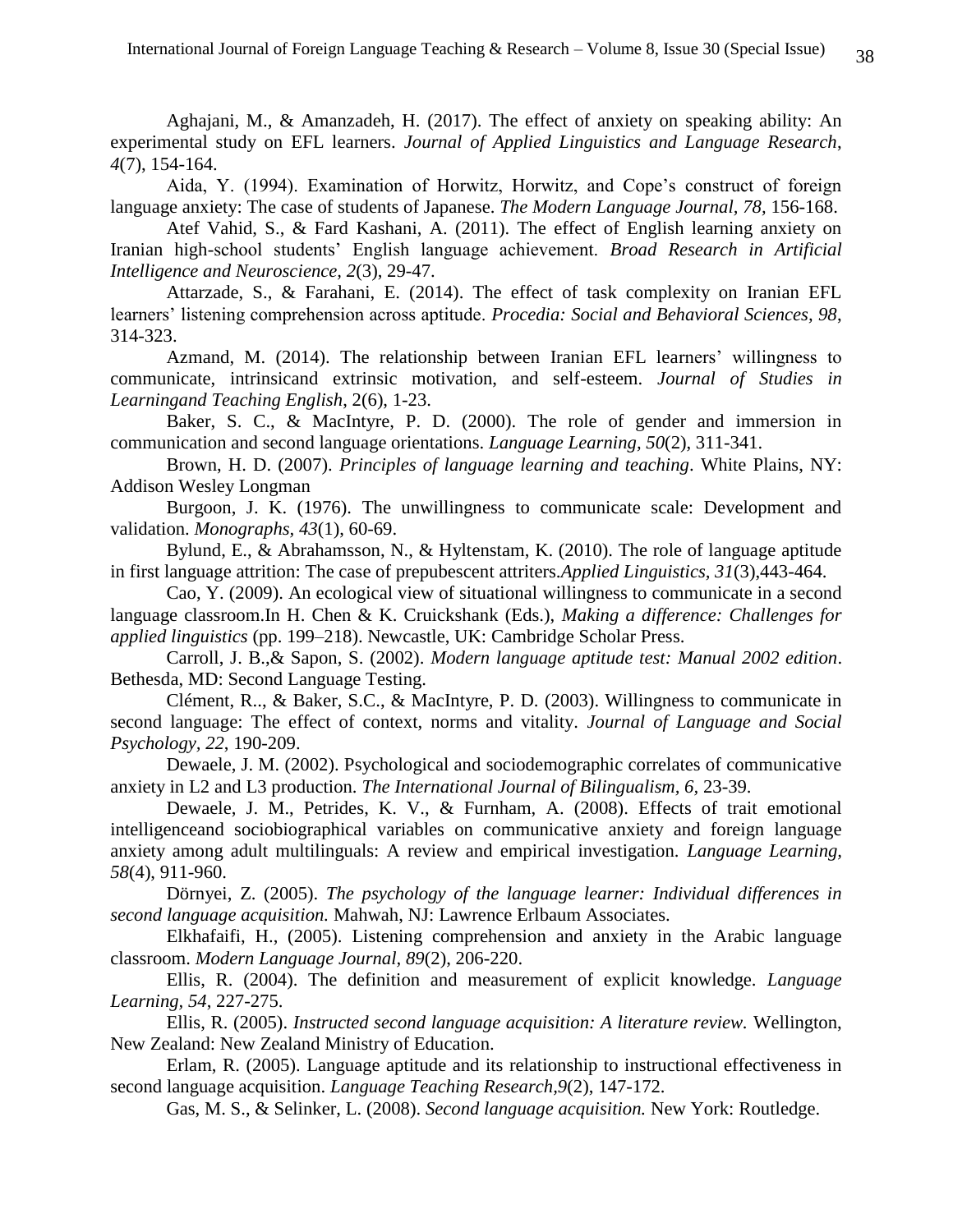Aghajani, M., & Amanzadeh, H. (2017). The effect of anxiety on speaking ability: An experimental study on EFL learners. *Journal of Applied Linguistics and Language Research, 4*(7), 154-164.

Aida, Y. (1994). Examination of Horwitz, Horwitz, and Cope's construct of foreign language anxiety: The case of students of Japanese. *The Modern Language Journal, 78*, 156-168.

Atef Vahid, S., & Fard Kashani, A. (2011). The effect of English learning anxiety on Iranian high-school students' English language achievement. *Broad Research in Artificial Intelligence and Neuroscience, 2*(3), 29-47.

Attarzade, S., & Farahani, E. (2014). The effect of task complexity on Iranian EFL learners' listening comprehension across aptitude. *Procedia: Social and Behavioral Sciences, 98*, 314-323.

Azmand, M. (2014). The relationship between Iranian EFL learners' willingness to communicate, intrinsicand extrinsic motivation, and self-esteem. *Journal of Studies in Learningand Teaching English*, 2(6), 1-23.

Baker, S. C., & MacIntyre, P. D. (2000). The role of gender and immersion in communication and second language orientations. *Language Learning, 50*(2), 311-341.

Brown, H. D. (2007). *Principles of language learning and teaching*. White Plains, NY: Addison Wesley Longman

Burgoon, J. K. (1976). The unwillingness to communicate scale: Development and validation. *Monographs, 43*(1), 60-69.

Bylund, E., & Abrahamsson, N., & Hyltenstam, K. (2010). The role of language aptitude in first language attrition: The case of prepubescent attriters.*Applied Linguistics, 31*(3),443-464.

Cao, Y. (2009). An ecological view of situational willingness to communicate in a second language classroom.In H. Chen & K. Cruickshank (Eds.), *Making a difference: Challenges for applied linguistics* (pp. 199–218). Newcastle, UK: Cambridge Scholar Press.

Carroll, J. B.,& Sapon, S. (2002). *Modern language aptitude test: Manual 2002 edition*. Bethesda, MD: Second Language Testing.

Clément, R.., & Baker, S.C., & MacIntyre, P. D. (2003). Willingness to communicate in second language: The effect of context, norms and vitality. *Journal of Language and Social Psychology, 22*, 190-209.

Dewaele, J. M. (2002). Psychological and sociodemographic correlates of communicative anxiety in L2 and L3 production. *The International Journal of Bilingualism, 6*, 23-39.

Dewaele, J. M., Petrides, K. V., & Furnham, A. (2008). Effects of trait emotional intelligenceand sociobiographical variables on communicative anxiety and foreign language anxiety among adult multilinguals: A review and empirical investigation. *Language Learning, 58*(4), 911-960.

Dörnyei, Z. (2005). *The psychology of the language learner: Individual differences in second language acquisition.* Mahwah, NJ: Lawrence Erlbaum Associates.

Elkhafaifi, H., (2005). Listening comprehension and anxiety in the Arabic language classroom. *Modern Language Journal, 89*(2), 206-220.

Ellis, R. (2004). The definition and measurement of explicit knowledge. *Language Learning, 54*, 227-275.

Ellis, R. (2005). *Instructed second language acquisition: A literature review.* Wellington, New Zealand: New Zealand Ministry of Education.

Erlam, R. (2005). Language aptitude and its relationship to instructional effectiveness in second language acquisition. *Language Teaching Research,9*(2), 147-172.

Gas, M. S., & Selinker, L. (2008). *Second language acquisition.* New York: Routledge.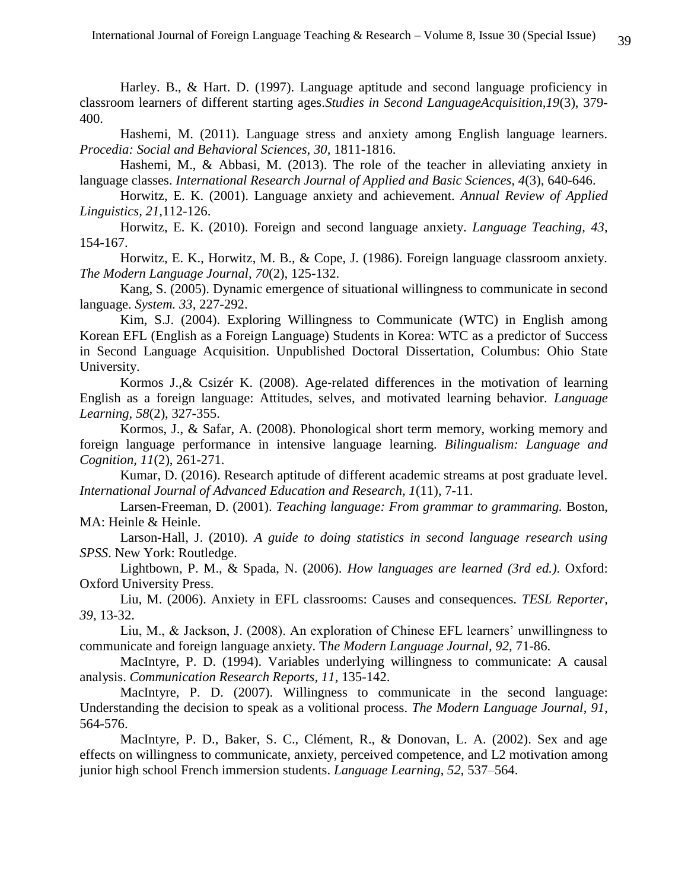Harley. B., & Hart. D. (1997). Language aptitude and second language proficiency in classroom learners of different starting ages.*Studies in Second LanguageAcquisition,19*(3), 379-400.

Hashemi, M. (2011). Language stress and anxiety among English language learners. *Procedia: Social and Behavioral Sciences, 30*, 1811-1816.

Hashemi, M., & Abbasi, M. (2013). The role of the teacher in alleviating anxiety in language classes. *International Research Journal of Applied and Basic Sciences, 4*(3), 640-646.

Horwitz, E. K. (2001). Language anxiety and achievement. *Annual Review of Applied Linguistics, 21,*112-126.

Horwitz, E. K. (2010). Foreign and second language anxiety. *Language Teaching*, *43,* 154-167.

Horwitz, E. K., Horwitz, M. B., & Cope, J. (1986). Foreign language classroom anxiety. *The Modern Language Journal, 70*(2), 125-132.

Kang, S. (2005). Dynamic emergence of situational willingness to communicate in second language. *System. 33*, 227-292.

Kim, S.J. (2004). Exploring Willingness to Communicate (WTC) in English among Korean EFL (English as a Foreign Language) Students in Korea: WTC as a predictor of Success in Second Language Acquisition. Unpublished Doctoral Dissertation, Columbus: Ohio State University.

Kormos J.,& Csizér K. (2008). Age-related differences in the motivation of learning English as a foreign language: Attitudes, selves, and motivated learning behavior. *Language Learning, 58*(2), 327-355.

Kormos, J., & Safar, A. (2008). Phonological short term memory, working memory and foreign language performance in intensive language learning. *Bilingualism: Language and Cognition*, *11*(2), 261-271.

Kumar, D. (2016). Research aptitude of different academic streams at post graduate level. *International Journal of Advanced Education and Research, 1*(11), 7-11.

Larsen-Freeman, D. (2001). *Teaching language: From grammar to grammaring.* Boston, MA: Heinle & Heinle.

Larson-Hall, J. (2010). *A guide to doing statistics in second language research using SPSS*. New York: Routledge.

Lightbown, P. M., & Spada, N. (2006). *How languages are learned (3rd ed.)*. Oxford: Oxford University Press.

Liu, M. (2006). Anxiety in EFL classrooms: Causes and consequences. *TESL Reporter, 39*, 13-32.

Liu, M., & Jackson, J. (2008). An exploration of Chinese EFL learners' unwillingness to communicate and foreign language anxiety. T*he Modern Language Journal, 92,* 71-86.

MacIntyre, P. D. (1994). Variables underlying willingness to communicate: A causal analysis. *Communication Research Reports, 11*, 135-142.

MacIntyre, P. D. (2007). Willingness to communicate in the second language: Understanding the decision to speak as a volitional process. *The Modern Language Journal*, *91*, 564-576.

MacIntyre, P. D., Baker, S. C., Clément, R., & Donovan, L. A. (2002). Sex and age effects on willingness to communicate, anxiety, perceived competence, and L2 motivation among junior high school French immersion students. *Language Learning*, *52*, 537–564.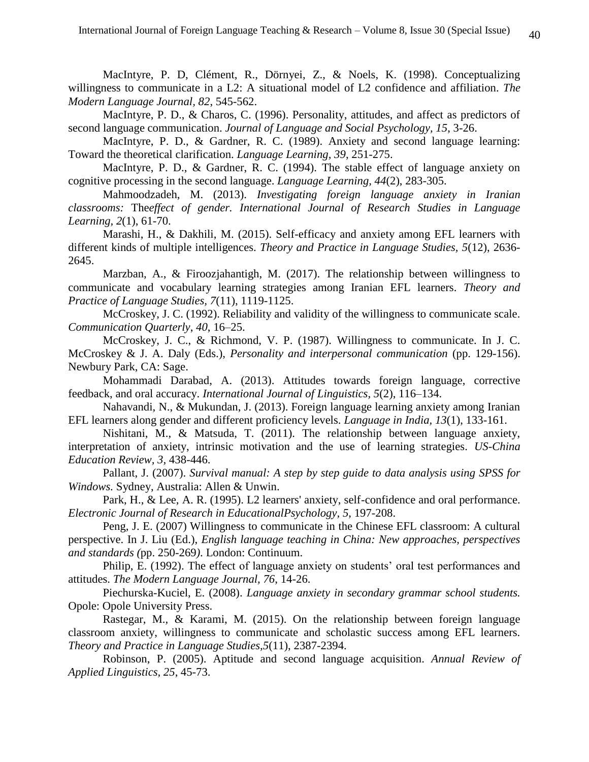MacIntyre, P. D, Clément, R., Dörnyei, Z., & Noels, K. (1998). Conceptualizing willingness to communicate in a L2: A situational model of L2 confidence and affiliation. *The Modern Language Journal, 82*, 545-562.

MacIntyre, P. D., & Charos, C. (1996). Personality, attitudes, and affect as predictors of second language communication. *Journal of Language and Social Psychology, 15*, 3-26.

MacIntyre, P. D., & Gardner, R. C. (1989). Anxiety and second language learning: Toward the theoretical clarification. *Language Learning, 39*, 251-275.

MacIntyre, P. D., & Gardner, R. C. (1994). The stable effect of language anxiety on cognitive processing in the second language. *Language Learning, 44*(2), 283-305.

Mahmoodzadeh, M. (2013). *Investigating foreign language anxiety in Iranian classrooms:* The*effect of gender. International Journal of Research Studies in Language Learning, 2*(1), 61-70.

Marashi, H., & Dakhili, M. (2015). Self-efficacy and anxiety among EFL learners with different kinds of multiple intelligences. *Theory and Practice in Language Studies, 5*(12), 2636-2645.

Marzban, A., & Firoozjahantigh, M. (2017). The relationship between willingness to communicate and vocabulary learning strategies among Iranian EFL learners. *Theory and Practice of Language Studies, 7*(11), 1119-1125.

McCroskey, J. C. (1992). Reliability and validity of the willingness to communicate scale. *Communication Quarterly, 40*, 16–25.

McCroskey, J. C., & Richmond, V. P. (1987). Willingness to communicate. In J. C. McCroskey & J. A. Daly (Eds.), *Personality and interpersonal communication* (pp. 129-156). Newbury Park, CA: Sage.

Mohammadi Darabad, A. (2013). Attitudes towards foreign language, corrective feedback, and oral accuracy. *International Journal of Linguistics, 5*(2), 116–134.

Nahavandi, N., & Mukundan, J. (2013). Foreign language learning anxiety among Iranian EFL learners along gender and different proficiency levels. *Language in India, 13*(1), 133-161.

Nishitani, M., & Matsuda, T. (2011). The relationship between language anxiety, interpretation of anxiety, intrinsic motivation and the use of learning strategies. *US-China Education Review, 3*, 438-446.

Pallant, J. (2007). *Survival manual: A step by step guide to data analysis using SPSS for Windows.* Sydney, Australia: Allen & Unwin.

Park, H., & Lee, A. R. (1995). L2 learners' anxiety, self-confidence and oral performance. *Electronic Journal of Research in EducationalPsychology, 5*, 197-208.

Peng, J. E. (2007) Willingness to communicate in the Chinese EFL classroom: A cultural perspective. In J. Liu (Ed.), *English language teaching in China: New approaches, perspectives and standards (*pp. 250-269*)*. London: Continuum.

Philip, E. (1992). The effect of language anxiety on students' oral test performances and attitudes. *The Modern Language Journal, 76*, 14-26.

Piechurska-Kuciel, E. (2008). *Language anxiety in secondary grammar school students.* Opole: Opole University Press.

Rastegar, M., & Karami, M. (2015). On the relationship between foreign language classroom anxiety, willingness to communicate and scholastic success among EFL learners. *Theory and Practice in Language Studies,5*(11), 2387-2394.

Robinson, P. (2005). Aptitude and second language acquisition. *Annual Review of Applied Linguistics, 25*, 45-73.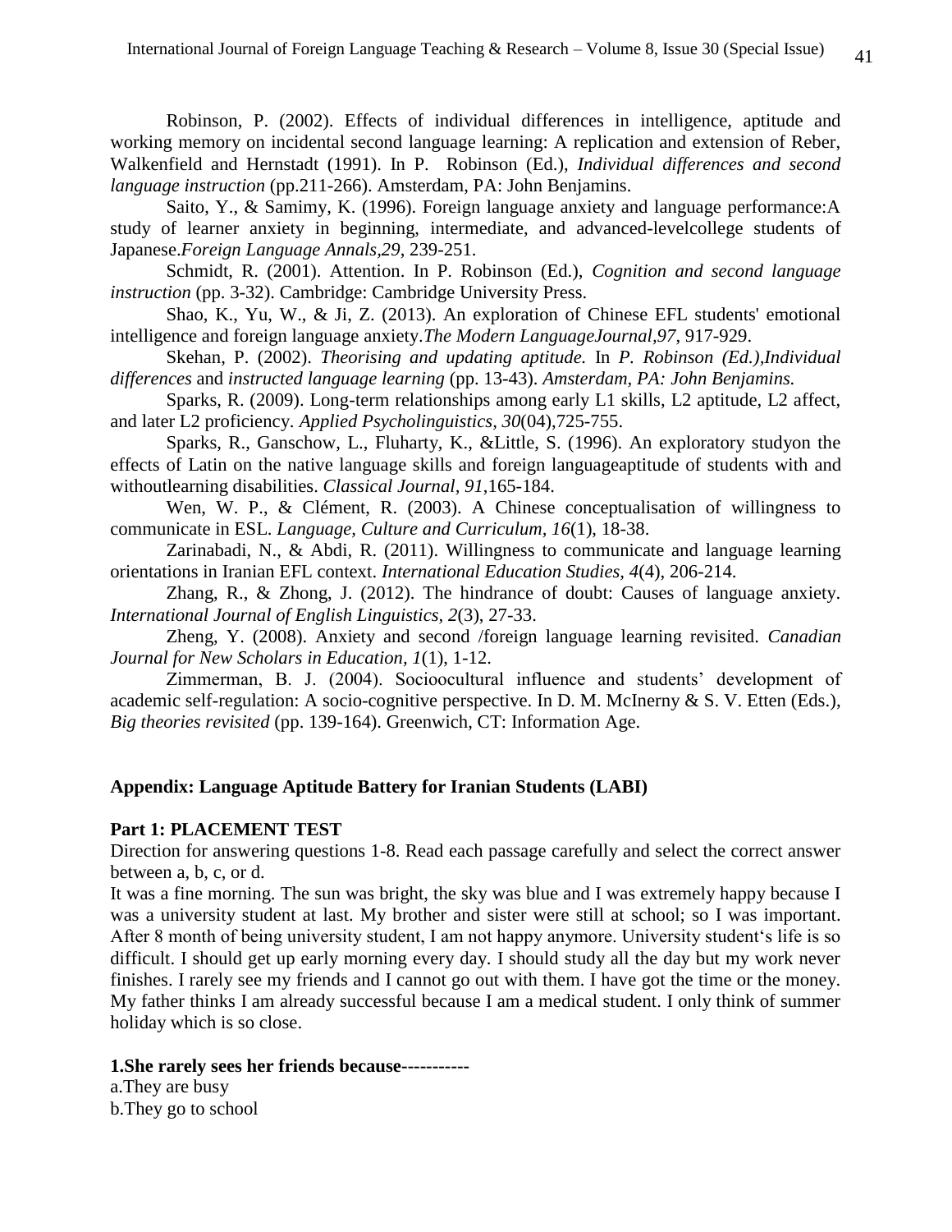Robinson, P. (2002). Effects of individual differences in intelligence, aptitude and working memory on incidental second language learning: A replication and extension of Reber, Walkenfield and Hernstadt (1991). In P. Robinson (Ed.), *Individual differences and second language instruction* (pp.211-266). Amsterdam, PA: John Benjamins.

Saito, Y., & Samimy, K. (1996). Foreign language anxiety and language performance:A study of learner anxiety in beginning, intermediate, and advanced-levelcollege students of Japanese.*Foreign Language Annals,29*, 239-251.

Schmidt, R. (2001). Attention. In P. Robinson (Ed.), *Cognition and second language instruction* (pp. 3-32). Cambridge: Cambridge University Press.

Shao, K., Yu, W., & Ji, Z. (2013). An exploration of Chinese EFL students' emotional intelligence and foreign language anxiety.*The Modern LanguageJournal,97*, 917-929.

Skehan, P. (2002). *Theorising and updating aptitude.* In *P. Robinson (Ed.),Individual differences* and *instructed language learning* (pp. 13-43). *Amsterdam, PA: John Benjamins.*

Sparks, R. (2009). Long-term relationships among early L1 skills, L2 aptitude, L2 affect, and later L2 proficiency. *Applied Psycholinguistics, 30*(04),725-755.

Sparks, R., Ganschow, L., Fluharty, K., &Little, S. (1996). An exploratory studyon the effects of Latin on the native language skills and foreign languageaptitude of students with and withoutlearning disabilities. *Classical Journal, 91*,165-184.

Wen, W. P., & Clément, R. (2003). A Chinese conceptualisation of willingness to communicate in ESL. *Language, Culture and Curriculum, 16*(1), 18-38.

Zarinabadi, N., & Abdi, R. (2011). Willingness to communicate and language learning orientations in Iranian EFL context. *International Education Studies, 4*(4), 206-214.

Zhang, R., & Zhong, J. (2012). The hindrance of doubt: Causes of language anxiety. *International Journal of English Linguistics, 2*(3), 27-33.

Zheng, Y. (2008). Anxiety and second /foreign language learning revisited. *Canadian Journal for New Scholars in Education, 1*(1), 1-12.

Zimmerman, B. J. (2004). Socioocultural influence and students' development of academic self-regulation: A socio-cognitive perspective. In D. M. McInerny & S. V. Etten (Eds.), *Big theories revisited* (pp. 139-164). Greenwich, CT: Information Age.

## Appendix: Language Aptitude Battery for Iranian Students (LABI)

### Part 1: PLACEMENT TEST

Direction for answering questions 1-8. Read each passage carefully and select the correct answer between a, b, c, or d.

It was a fine morning. The sun was bright, the sky was blue and I was extremely happy because I was a university student at last. My brother and sister were still at school; so I was important. After 8 month of being university student, I am not happy anymore. University student's life is so difficult. I should get up early morning every day. I should study all the day but my work never finishes. I rarely see my friends and I cannot go out with them. I have got the time or the money. My father thinks I am already successful because I am a medical student. I only think of summer holiday which is so close.

**1.She rarely sees her friends because-----------**

a.They are busy

b.They go to school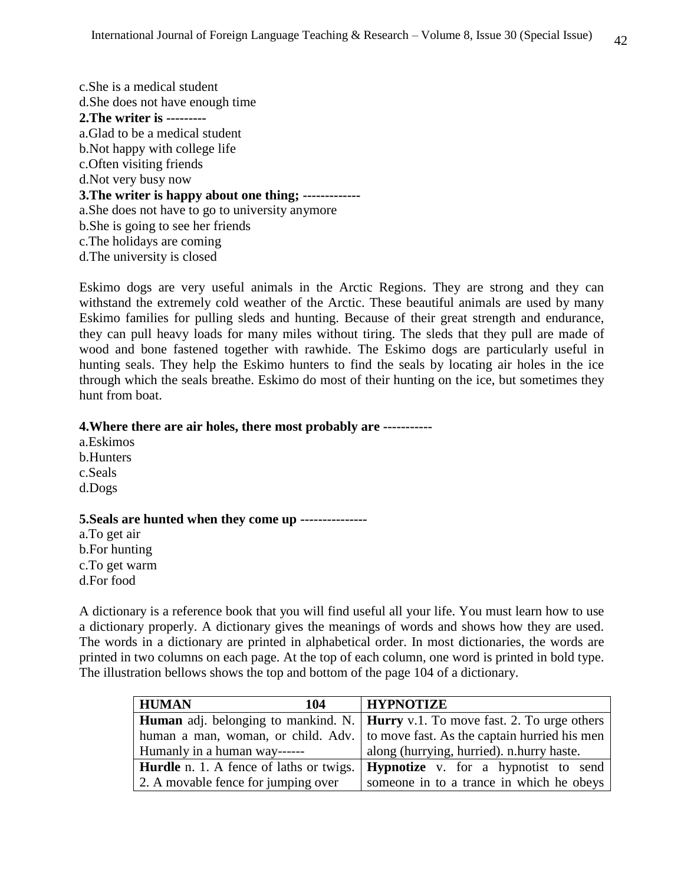c.She is a medical student
d.She does not have enough time

**2.The writer is ---------**

a.Glad to be a medical student
b.Not happy with college life
c.Often visiting friends
d.Not very busy now

**3.The writer is happy about one thing; -------------**

a.She does not have to go to university anymore
b.She is going to see her friends
c.The holidays are coming
d.The university is closed

Eskimo dogs are very useful animals in the Arctic Regions. They are strong and they can withstand the extremely cold weather of the Arctic. These beautiful animals are used by many Eskimo families for pulling sleds and hunting. Because of their great strength and endurance, they can pull heavy loads for many miles without tiring. The sleds that they pull are made of wood and bone fastened together with rawhide. The Eskimo dogs are particularly useful in hunting seals. They help the Eskimo hunters to find the seals by locating air holes in the ice through which the seals breathe. Eskimo do most of their hunting on the ice, but sometimes they hunt from boat.

**4.Where there are air holes, there most probably are -----------**

a.Eskimos
b.Hunters
c.Seals
d.Dogs

**5.Seals are hunted when they come up ---------------**

a.To get air
b.For hunting
c.To get warm
d.For food

A dictionary is a reference book that you will find useful all your life. You must learn how to use a dictionary properly. A dictionary gives the meanings of words and shows how they are used. The words in a dictionary are printed in alphabetical order. In most dictionaries, the words are printed in two columns on each page. At the top of each column, one word is printed in bold type. The illustration bellows shows the top and bottom of the page 104 of a dictionary.

| **HUMAN** **104** | **HYPNOTIZE** |
|---|---|
| **Human** adj. belonging to mankind. N. human a man, woman, or child. Adv. Humanly in a human way------ | **Hurry** v.1. To move fast. 2. To urge others to move fast. As the captain hurried his men along (hurrying, hurried). n.hurry haste. |
| **Hurdle** n. 1. A fence of laths or twigs. 2. A movable fence for jumping over | **Hypnotize** v. for a hypnotist to send someone in to a trance in which he obeys |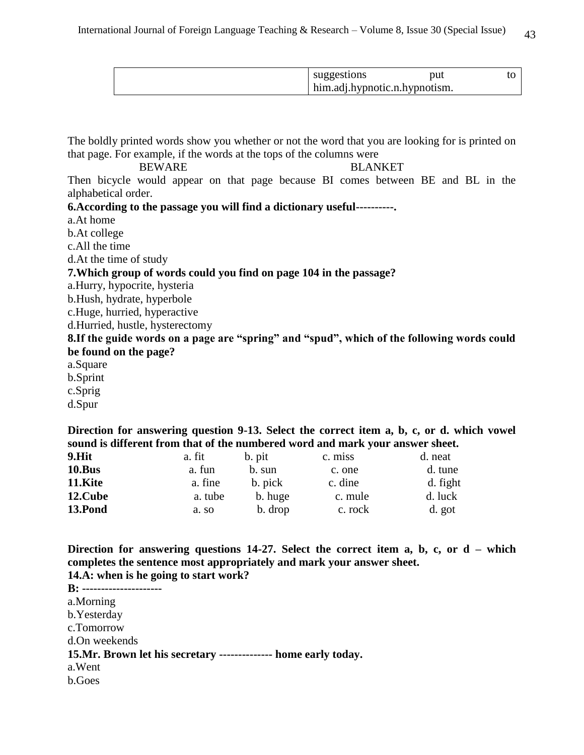|  | suggestions put to him.adj.hypnotic.n.hypnotism. |
| --- | --- |

The boldly printed words show you whether or not the word that you are looking for is printed on that page. For example, if the words at the tops of the columns were

BEWARE BLANKET

Then bicycle would appear on that page because BI comes between BE and BL in the alphabetical order.

**6.According to the passage you will find a dictionary useful----------.**

a.At home

b.At college

c.All the time

d.At the time of study

**7.Which group of words could you find on page 104 in the passage?**

a.Hurry, hypocrite, hysteria

b.Hush, hydrate, hyperbole

c.Huge, hurried, hyperactive

d.Hurried, hustle, hysterectomy

**8.If the guide words on a page are "spring" and "spud", which of the following words could be found on the page?**

a.Square

b.Sprint

c.Sprig

d.Spur

**Direction for answering question 9-13. Select the correct item a, b, c, or d. which vowel sound is different from that of the numbered word and mark your answer sheet.**

| **9.Hit** | a. fit | b. pit | c. miss | d. neat |
| --- | --- | --- | --- | --- |
| **10.Bus** | a. fun | b. sun | c. one | d. tune |
| **11.Kite** | a. fine | b. pick | c. dine | d. fight |
| **12.Cube** | a. tube | b. huge | c. mule | d. luck |
| **13.Pond** | a. so | b. drop | c. rock | d. got |

**Direction for answering questions 14-27. Select the correct item a, b, c, or d – which completes the sentence most appropriately and mark your answer sheet.**

**14.A: when is he going to start work?**

**B: ---------------------**

a.Morning

b.Yesterday

c.Tomorrow

d.On weekends

**15.Mr. Brown let his secretary -------------- home early today.**

a.Went

b.Goes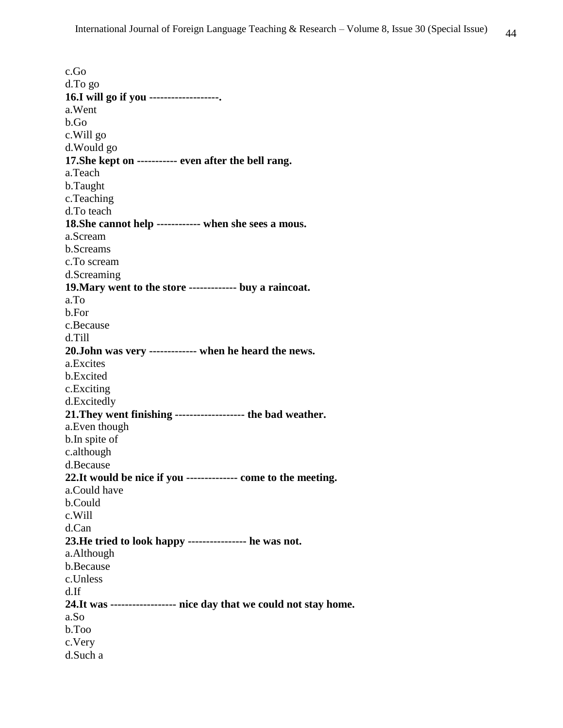c.Go
d.To go
**16.I will go if you -------------------.**
a.Went
b.Go
c.Will go
d.Would go
**17.She kept on ----------- even after the bell rang.**
a.Teach
b.Taught
c.Teaching
d.To teach
**18.She cannot help ------------ when she sees a mous.**
a.Scream
b.Screams
c.To scream
d.Screaming
**19.Mary went to the store ------------- buy a raincoat.**
a.To
b.For
c.Because
d.Till
**20.John was very ------------- when he heard the news.**
a.Excites
b.Excited
c.Exciting
d.Excitedly
**21.They went finishing ------------------- the bad weather.**
a.Even though
b.In spite of
c.although
d.Because
**22.It would be nice if you -------------- come to the meeting.**
a.Could have
b.Could
c.Will
d.Can
**23.He tried to look happy ---------------- he was not.**
a.Although
b.Because
c.Unless
d.If
**24.It was ------------------ nice day that we could not stay home.**
a.So
b.Too
c.Very
d.Such a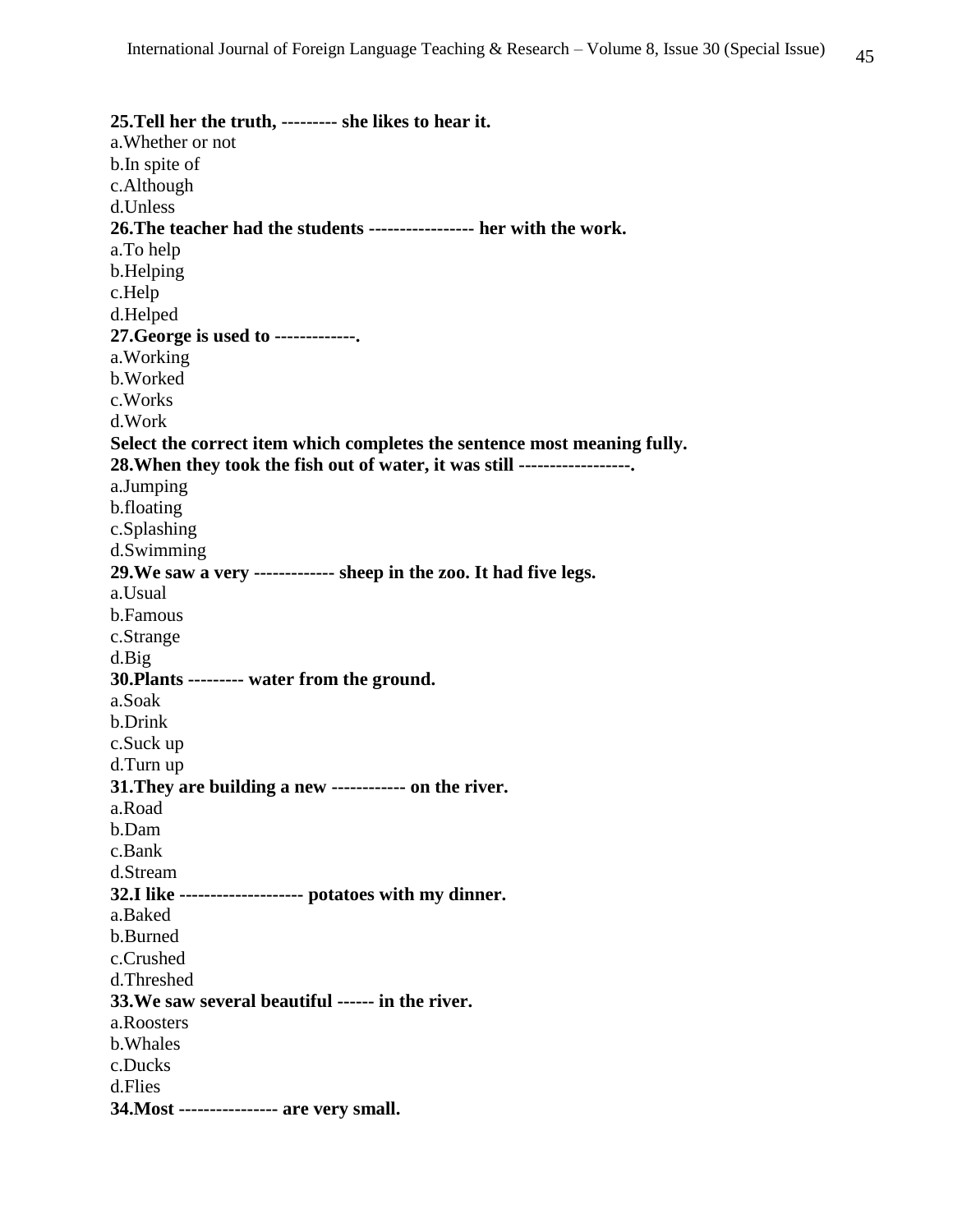**25.Tell her the truth, --------- she likes to hear it.**

a.Whether or not

b.In spite of

c.Although

d.Unless

**26.The teacher had the students ----------------- her with the work.**

a.To help

b.Helping

c.Help

d.Helped

**27.George is used to -------------.**

a.Working

b.Worked

c.Works

d.Work

**Select the correct item which completes the sentence most meaning fully.**

**28.When they took the fish out of water, it was still ------------------.**

a.Jumping

b.floating

c.Splashing

d.Swimming

**29.We saw a very ------------- sheep in the zoo. It had five legs.**

a.Usual

b.Famous

c.Strange

d.Big

**30.Plants --------- water from the ground.**

a.Soak

b.Drink

c.Suck up

d.Turn up

**31.They are building a new ------------ on the river.**

a.Road

b.Dam

c.Bank

d.Stream

**32.I like -------------------- potatoes with my dinner.**

a.Baked

b.Burned

c.Crushed

d.Threshed

**33.We saw several beautiful ------ in the river.**

a.Roosters

b.Whales

c.Ducks

d.Flies

**34.Most ---------------- are very small.**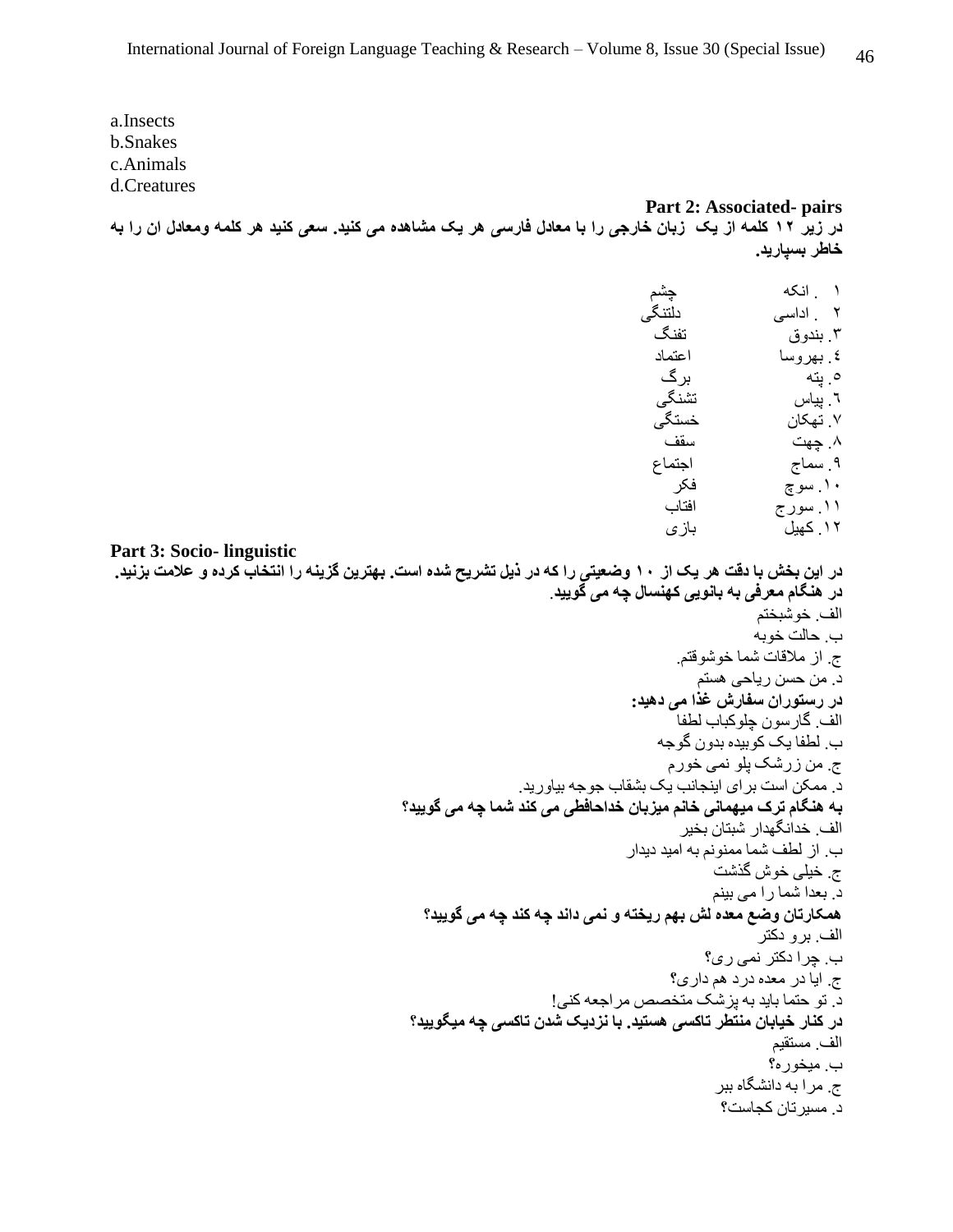a.Insects
b.Snakes
c.Animals
d.Creatures

**Part 2: Associated- pairs**

**در زیر ۱۲ کلمه از یک زبان خارجی را با معادل فارسی هر یک مشاهده می کنید. سعی کنید هر کلمه ومعادل ان را به خاطر بسپارید.**

| | |
|---|---|
| ۱ . انکه | چشم |
| ۲ . اداسی | دلتنگی |
| ۳. بندوق | تفنگ |
| ٤. بهروسا | اعتماد |
| ٥. پته | برگ |
| ٦. پیاس | تشنگی |
| ۷. تهکان | خستگی |
| ۸. چهت | سقف |
| ۹. سماج | اجتماع |
| ۱۰. سوچ | فکر |
| ۱۱. سورج | افتاب |
| ۱۲. کهیل | بازی |

**Part 3: Socio- linguistic**

**در این بخش با دقت هر یک از ۱۰ وضعیتی را که در ذیل تشریح شده است. بهترین گزینه را انتخاب کرده و علامت بزنید.**

**در هنگام معرفی به بانویی کهنسال چه می گویید.**

الف. خوشبختم
ب. حالت خوبه
ج. از ملاقات شما خوشوقتم.
د. من حسن ریاحی هستم

**در رستوران سفارش غذا می دهید:**

الف. گارسون چلوکباب لطفا
ب. لطفا یک کوبیده بدون گوجه
ج. من زرشک پلو نمی خورم
د. ممکن است برای اینجانب یک بشقاب جوجه بیاورید.

**به هنگام ترک میهمانی خانم میزبان خداحافظی می کند شما چه می گویید؟**

الف. خدانگهدار شبتان بخیر
ب. از لطف شما ممنونم به امید دیدار
ج. خیلی خوش گذشت
د. بعدا شما را می بینم

**همکارتان وضع معده لش بهم ریخته و نمی داند چه کند چه می گویید؟**

الف. برو دکتر
ب. چرا دکتر نمی ری؟
ج. ایا در معده درد هم داری؟
د. تو حتما باید به پزشک متخصص مراجعه کنی!

**در کنار خیابان منتظر تاکسی هستید. با نزدیک شدن تاکسی چه میگویید؟**

الف. مستقیم
ب. میخوره؟
ج. مرا به دانشگاه ببر
د. مسیرتان کجاست؟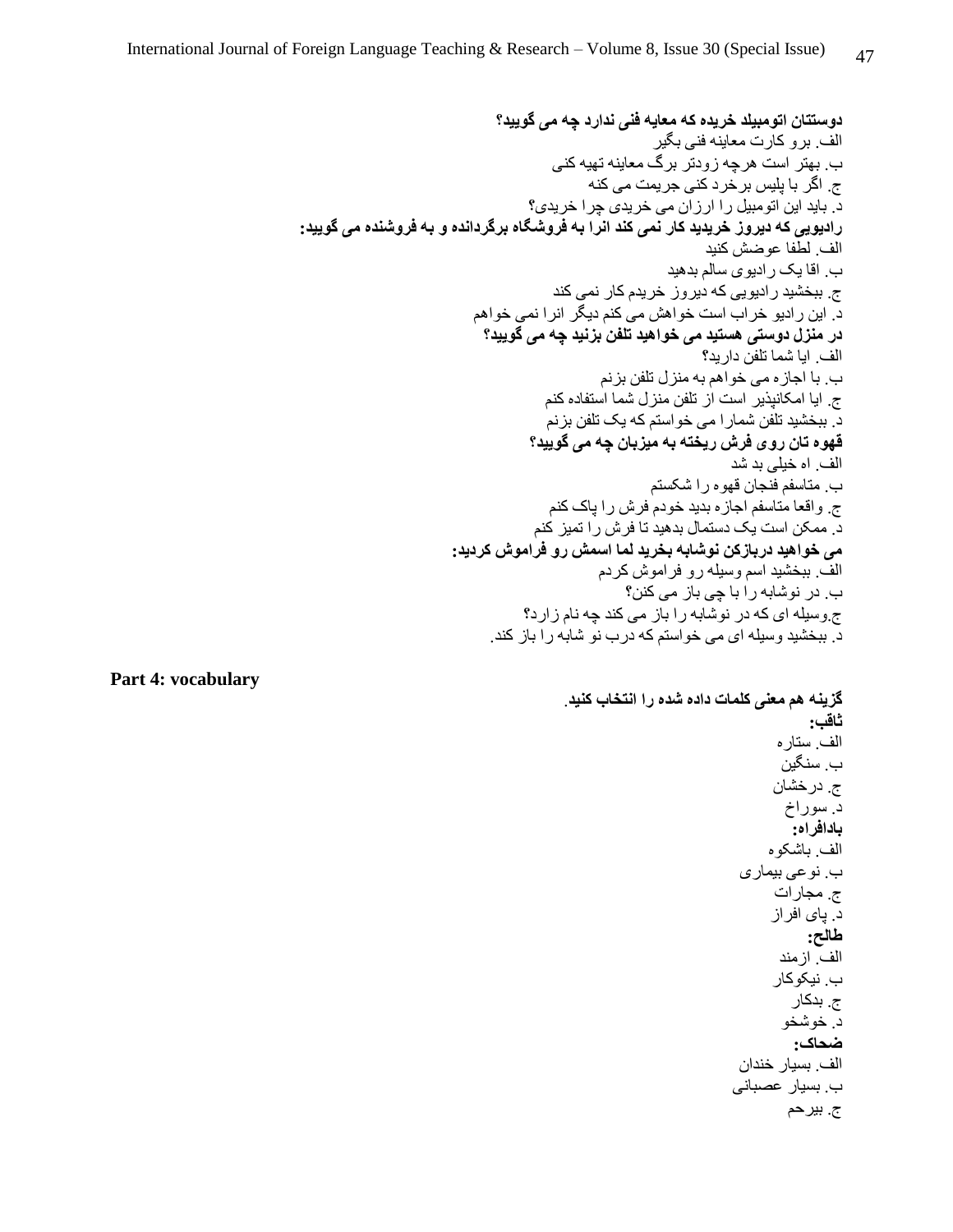**دوستتان اتومبیلد خریده که معایه فنی ندارد چه می گویید؟**

الف. برو کارت معاینه فنی بگیر

ب. بهتر است هرچه زودتر برگ معاینه تهیه کنی

ج. اگر با پلیس برخرد کنی جریمت می کنه

د. باید این اتومبیل را ارزان می خریدی چرا خریدی؟

**رادیویی که دیروز خریدید کار نمی کند انرا به فروشگاه برگردانده و به فروشنده می گویید:**

الف. لطفا عوضش کنید

ب. اقا یک رادیوی سالم بدهید

ج. ببخشید رادیویی که دیروز خریدم کار نمی کند

د. این رادیو خراب است خواهش می کنم دیگر انرا نمی خواهم

**در منزل دوستی هستید می خواهید تلفن بزنید چه می گویید؟**

الف. ایا شما تلفن دارید؟

ب. با اجازه می خواهم به منزل تلفن بزنم

ج. ایا امکانپذیر است از تلفن منزل شما استفاده کنم

د. ببخشید تلفن شمارا می خواستم که یک تلفن بزنم

**قهوه تان روی فرش ریخته به میزبان چه می گویید؟**

الف. اه خیلی بد شد

ب. متاسفم فنجان قهوه را شکستم

ج. واقعا متاسفم اجازه بدید خودم فرش را پاک کنم

د. ممکن است یک دستمال بدهید تا فرش را تمیز کنم

**می خواهید دربازکن نوشابه بخرید لما اسمش رو فراموش کردید:**

الف. ببخشید اسم وسیله رو فراموش کردم

ب. در نوشابه را با چی باز می کنن؟

ج.وسیله ای که در نوشابه را باز می کند چه نام زارد؟

د. ببخشید وسیله ای می خواستم که درب نو شابه را باز کند.

**Part 4: vocabulary**

**گزینه هم معنی کلمات داده شده را انتخاب کنید.**

**ثاقب:**

الف. ستاره

ب. سنگین

ج. درخشان

د. سوراخ

**بادافراه:**

الف. باشکوه

ب. نوعی بیماری

ج. مجارات

د. پای افراز

**طالح:**

الف. ازمند

ب. نیکوکار

ج. بدکار

د. خوشخو

**ضحاک:**

الف. بسیار خندان

ب. بسیار عصبانی

ج. بیرحم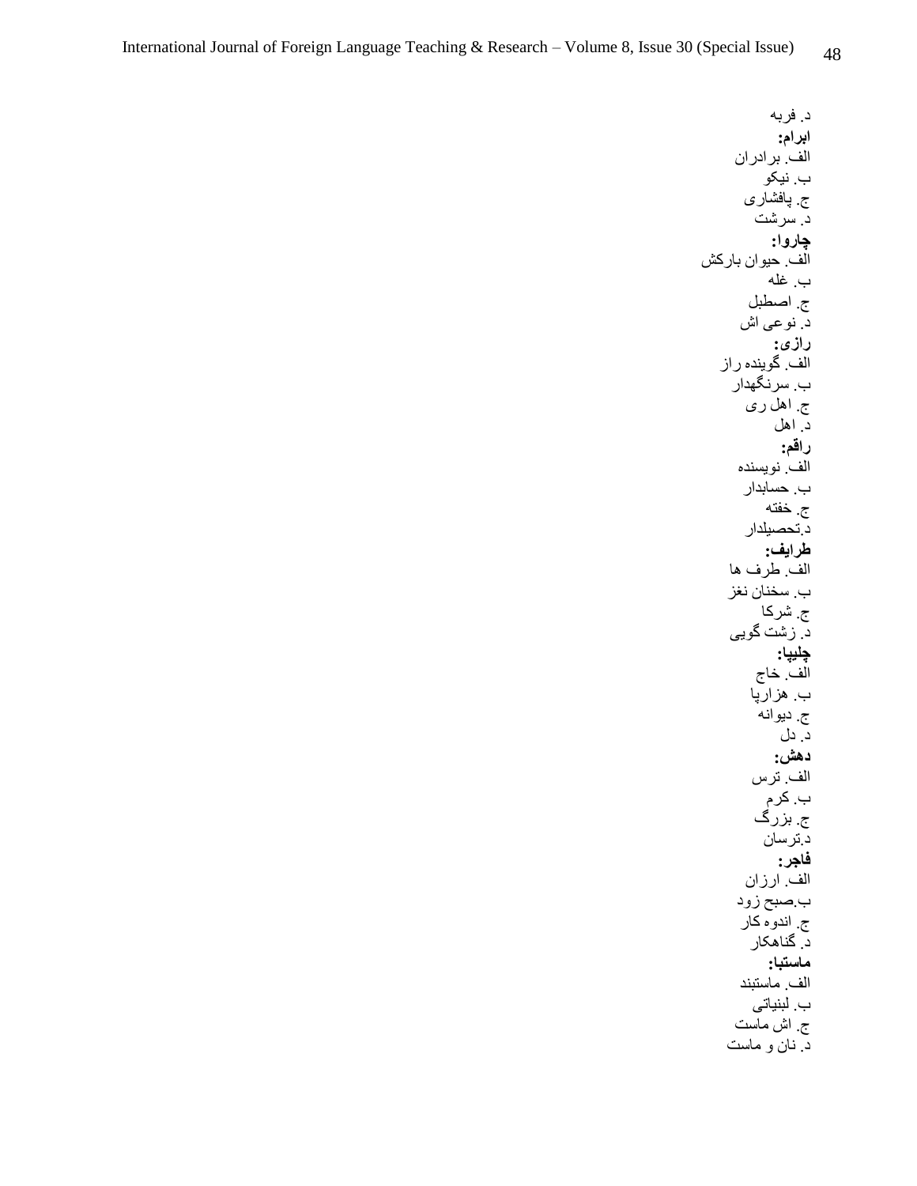د. فربه

**ابرام:**

الف. برادران

ب. نیکو

ج. پافشاری

د. سرشت

**چاروا:**

الف. حیوان بارکش

ب. غله

ج. اصطبل

د. نوعی اش

**رازی:**

الف. گوینده راز

ب. سرنگهدار

ج. اهل ری

د. اهل

**راقم:**

الف. نویسنده

ب. حسابدار

ج. خفته

د.تحصیلدار

**طرایف:**

الف. طرف ها

ب. سخنان نغز

ج. شرکا

د. زشت گویی

**چلیپا:**

الف. خاج

ب. هزارپا

ج. دیوانه

د. دل

**دهش:**

الف. ترس

ب. کرم

ج. بزرگ

د.ترسان

**فاجر:**

الف. ارزان

ب.صبح زود

ج. اندوه کار

د. گناهکار

**ماستبا:**

الف. ماستبند

ب. لبنیاتی

ج. اش ماست

د. نان و ماست